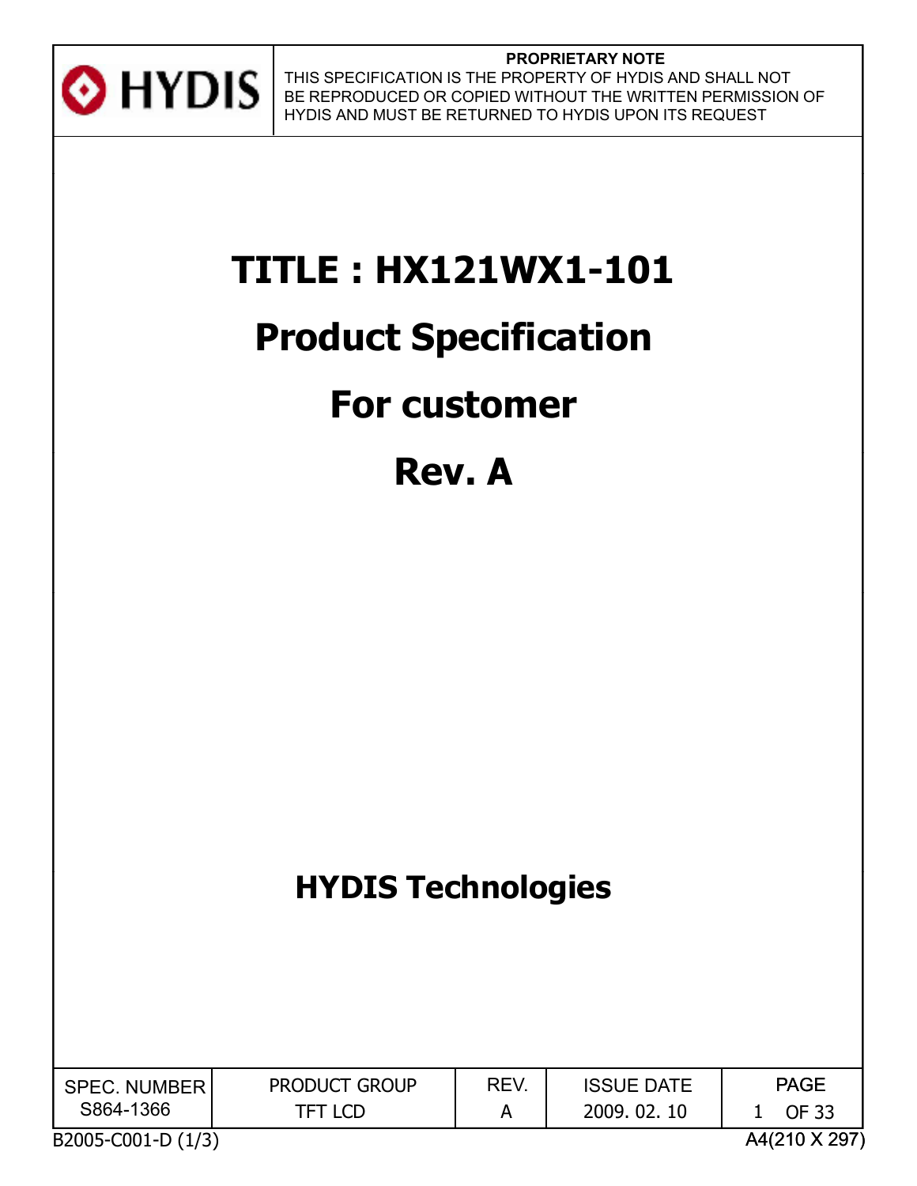HYDIS

**PROPRIETARY NOTE**

THIS SPECIFICATION IS THE PROPERTY OF HYDIS AND SHALL NOT BE REPRODUCED OR COPIED WITHOUT THE WRITTEN PERMISSION OF HYDIS AND MUST BE RETURNED TO HYDIS UPON ITS REQUEST

# TITLE : HX121WX1-101

# Product Specification

# For customer

# Rev. A

## HYDIS Technologies

| SPEC. NUMBER | PRODUCT GROUP | REV. | ISSUE DATE | PAGE |
|---|---|---|---|---|
| S864-1366 | TFT LCD | A | 2009. 02. 10 | 1 OF 33 |

B2005-C001-D (1/3) A4(210 X 297)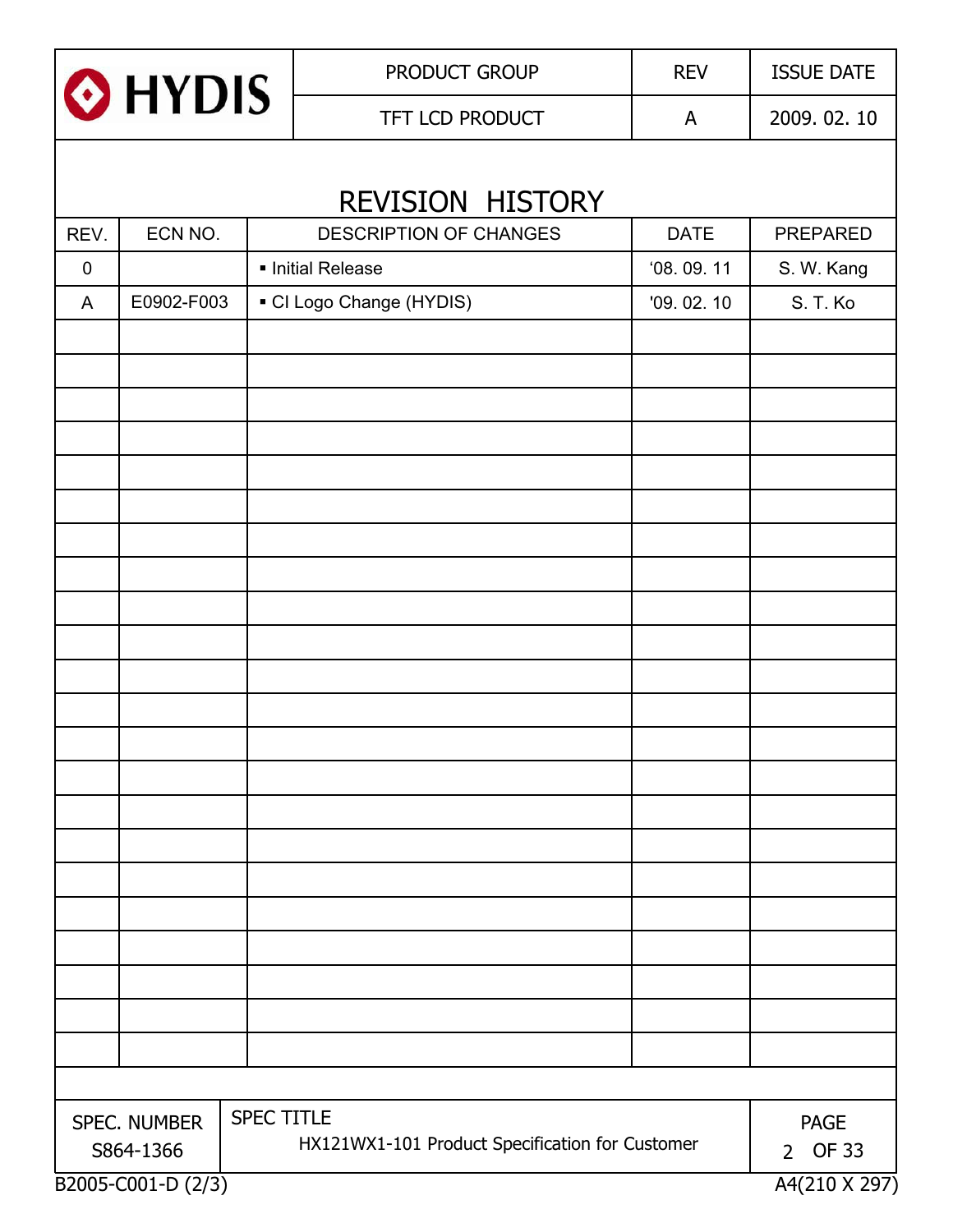# REVISION HISTORY

| REV. | ECN NO. | DESCRIPTION OF CHANGES | DATE | PREPARED |
|---|---|---|---|---|
| 0 | | ▪ Initial Release | '08. 09. 11 | S. W. Kang |
| A | E0902-F003 | ▪ CI Logo Change (HYDIS) | '09. 02. 10 | S. T. Ko |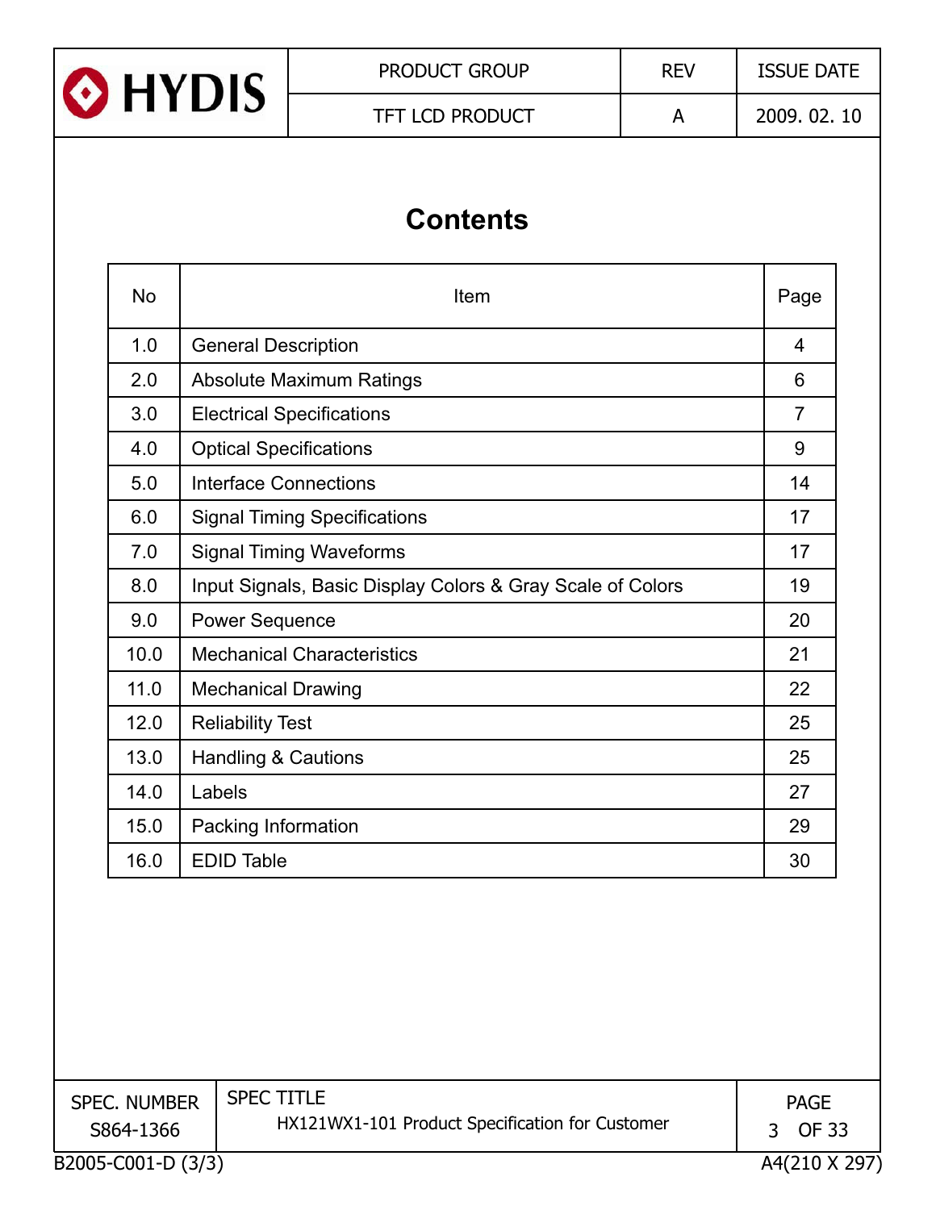# Contents

| No | Item | Page |
|---|---|---|
| 1.0 | General Description | 4 |
| 2.0 | Absolute Maximum Ratings | 6 |
| 3.0 | Electrical Specifications | 7 |
| 4.0 | Optical Specifications | 9 |
| 5.0 | Interface Connections | 14 |
| 6.0 | Signal Timing Specifications | 17 |
| 7.0 | Signal Timing Waveforms | 17 |
| 8.0 | Input Signals, Basic Display Colors & Gray Scale of Colors | 19 |
| 9.0 | Power Sequence | 20 |
| 10.0 | Mechanical Characteristics | 21 |
| 11.0 | Mechanical Drawing | 22 |
| 12.0 | Reliability Test | 25 |
| 13.0 | Handling & Cautions | 25 |
| 14.0 | Labels | 27 |
| 15.0 | Packing Information | 29 |
| 16.0 | EDID Table | 30 |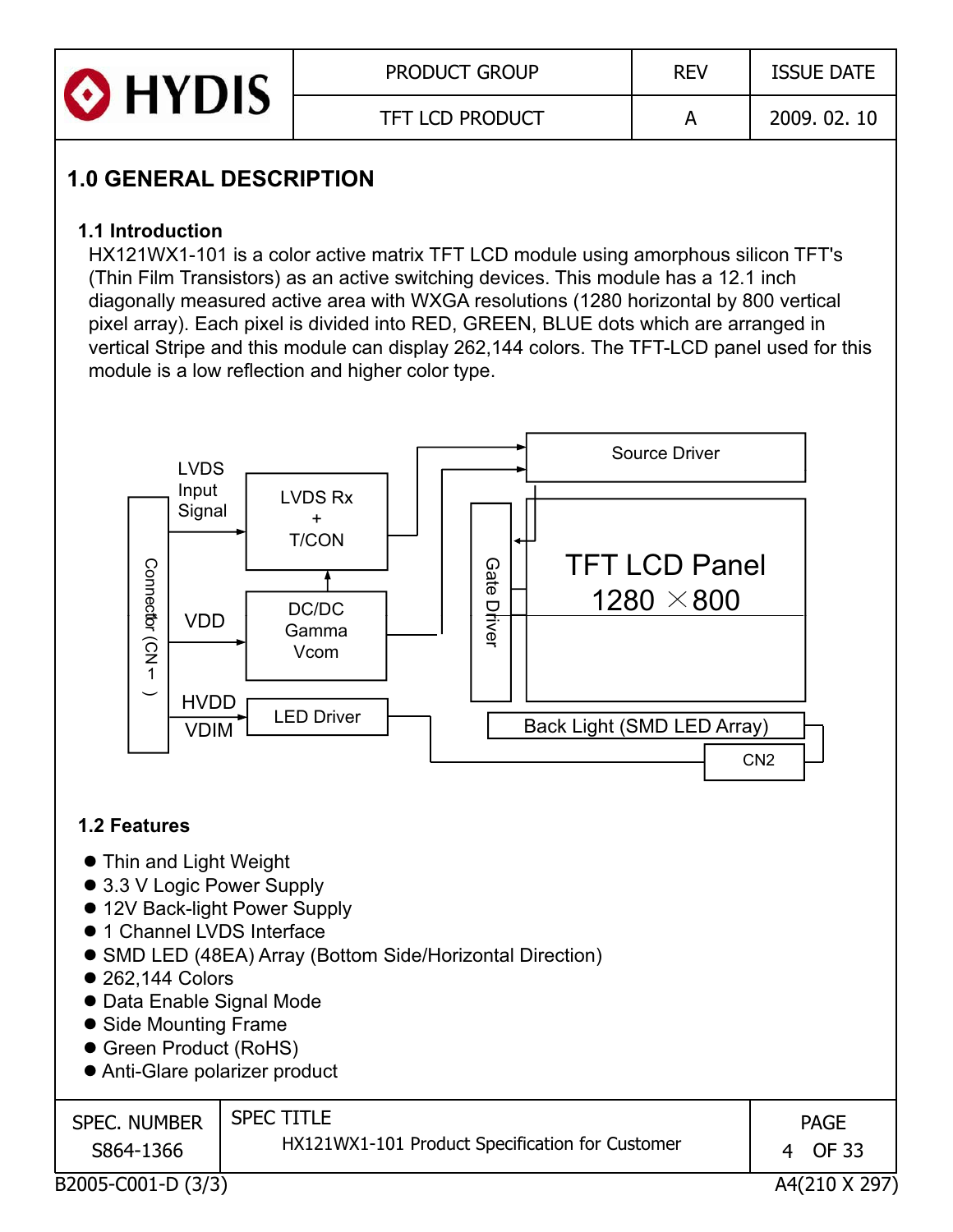# 1.0 GENERAL DESCRIPTION

## 1.1 Introduction

HX121WX1-101 is a color active matrix TFT LCD module using amorphous silicon TFT's (Thin Film Transistors) as an active switching devices. This module has a 12.1 inch diagonally measured active area with WXGA resolutions (1280 horizontal by 800 vertical pixel array). Each pixel is divided into RED, GREEN, BLUE dots which are arranged in vertical Stripe and this module can display 262,144 colors. The TFT-LCD panel used for this module is a low reflection and higher color type.

## 1.2 Features

- Thin and Light Weight
- 3.3 V Logic Power Supply
- 12V Back-light Power Supply
- 1 Channel LVDS Interface
- SMD LED (48EA) Array (Bottom Side/Horizontal Direction)
- 262,144 Colors
- Data Enable Signal Mode
- Side Mounting Frame
- Green Product (RoHS)
- Anti-Glare polarizer product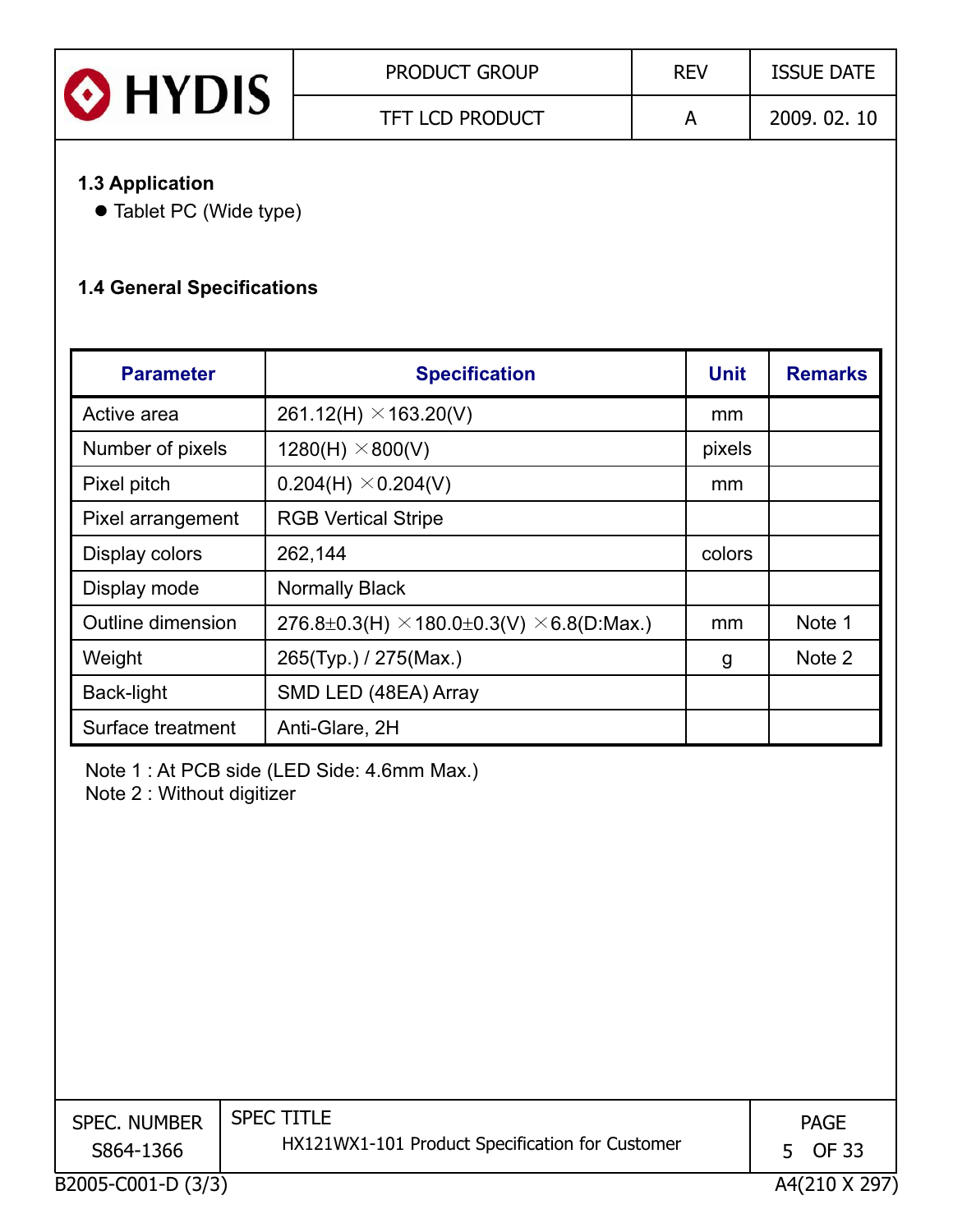### 1.3 Application

- Tablet PC (Wide type)

### 1.4 General Specifications

| Parameter | Specification | Unit | Remarks |
|---|---|---|---|
| Active area | 261.12(H) × 163.20(V) | mm | |
| Number of pixels | 1280(H) × 800(V) | pixels | |
| Pixel pitch | 0.204(H) × 0.204(V) | mm | |
| Pixel arrangement | RGB Vertical Stripe | | |
| Display colors | 262,144 | colors | |
| Display mode | Normally Black | | |
| Outline dimension | 276.8±0.3(H) × 180.0±0.3(V) × 6.8(D:Max.) | mm | Note 1 |
| Weight | 265(Typ.) / 275(Max.) | g | Note 2 |
| Back-light | SMD LED (48EA) Array | | |
| Surface treatment | Anti-Glare, 2H | | |

Note 1 : At PCB side (LED Side: 4.6mm Max.)
Note 2 : Without digitizer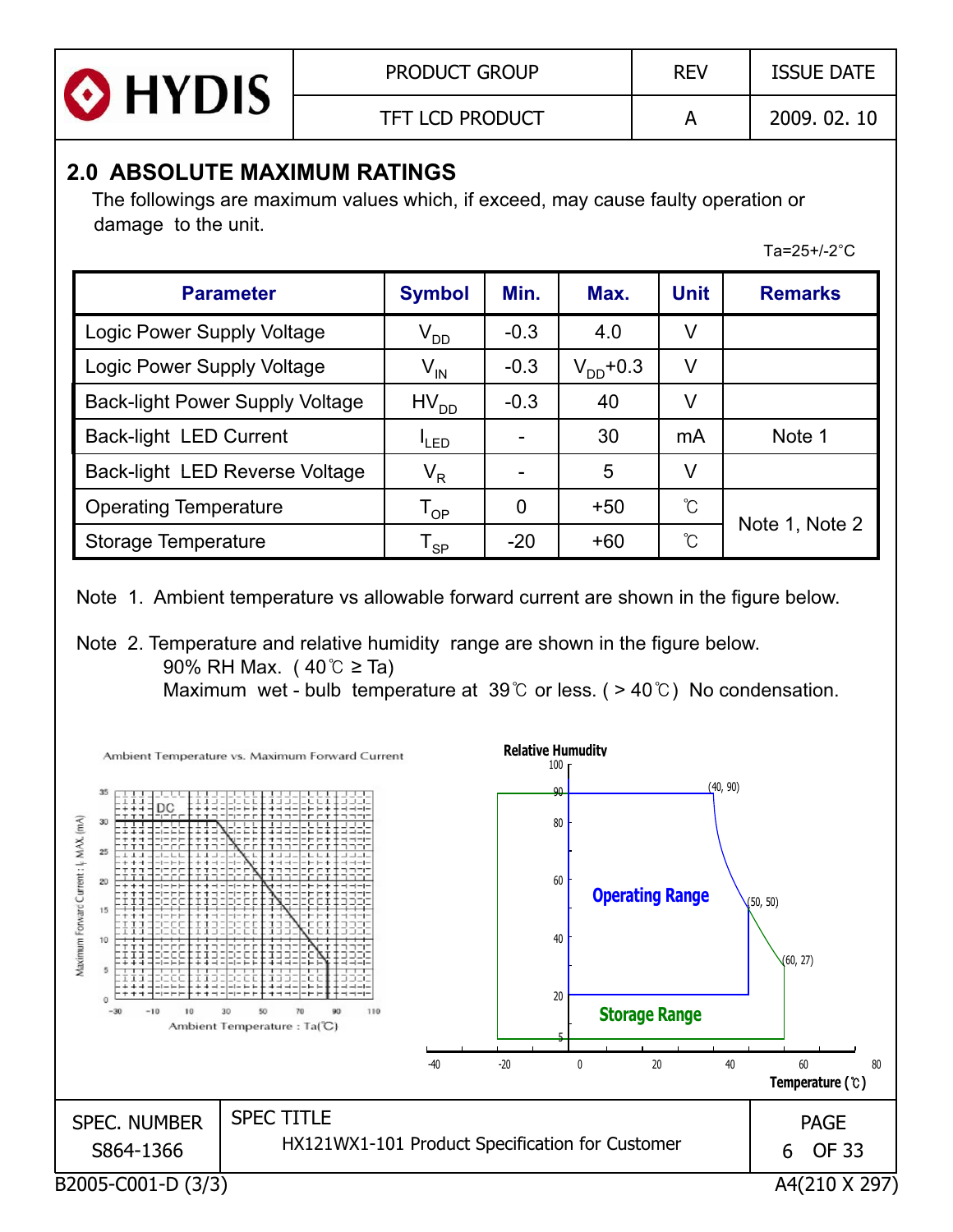## 2.0 ABSOLUTE MAXIMUM RATINGS

The followings are maximum values which, if exceed, may cause faulty operation or damage to the unit.

Ta=25+/-2°C

| Parameter | Symbol | Min. | Max. | Unit | Remarks |
|---|---|---|---|---|---|
| Logic Power Supply Voltage | $V_{DD}$ | -0.3 | 4.0 | V | |
| Logic Power Supply Voltage | $V_{IN}$ | -0.3 | $V_{DD}$+0.3 | V | |
| Back-light Power Supply Voltage | $HV_{DD}$ | -0.3 | 40 | V | |
| Back-light LED Current | $I_{LED}$ | - | 30 | mA | Note 1 |
| Back-light LED Reverse Voltage | $V_R$ | - | 5 | V | |
| Operating Temperature | $T_{OP}$ | 0 | +50 | ℃ | Note 1, Note 2 |
| Storage Temperature | $T_{SP}$ | -20 | +60 | ℃ | |

Note 1. Ambient temperature vs allowable forward current are shown in the figure below.

Note 2. Temperature and relative humidity range are shown in the figure below.
90% RH Max. ( 40℃ ≥ Ta)
Maximum wet - bulb temperature at 39℃ or less. ( > 40℃) No condensation.

Ambient Temperature vs. Maximum Forward Current

Relative Humudity — Operating Range, Storage Range — (40, 90), (50, 50), (60, 27) — Temperature (℃)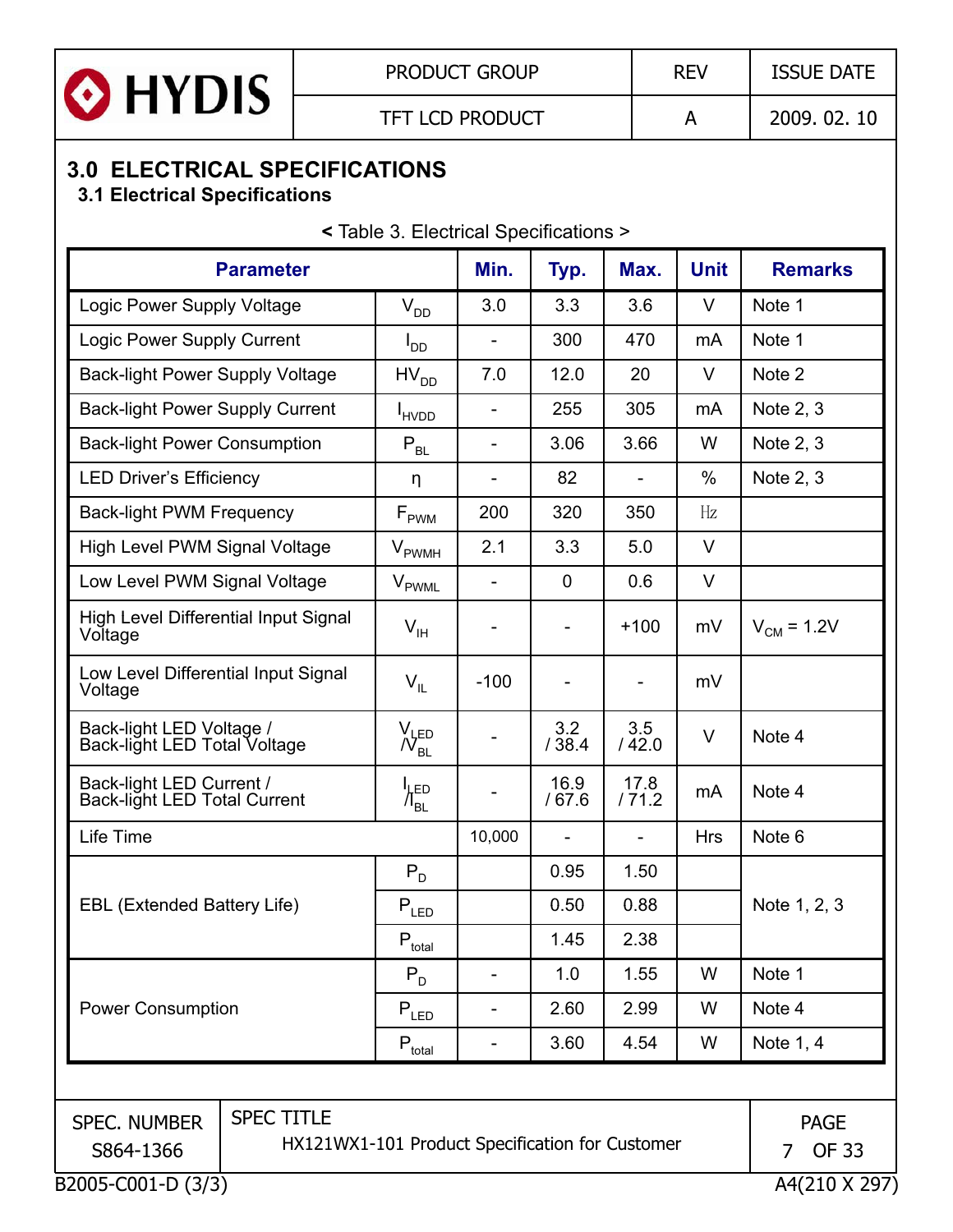## 3.0 ELECTRICAL SPECIFICATIONS

### 3.1 Electrical Specifications

< Table 3. Electrical Specifications >

| Parameter | | Min. | Typ. | Max. | Unit | Remarks |
|---|---|---|---|---|---|---|
| Logic Power Supply Voltage | $V_{DD}$ | 3.0 | 3.3 | 3.6 | V | Note 1 |
| Logic Power Supply Current | $I_{DD}$ | - | 300 | 470 | mA | Note 1 |
| Back-light Power Supply Voltage | $HV_{DD}$ | 7.0 | 12.0 | 20 | V | Note 2 |
| Back-light Power Supply Current | $I_{HVDD}$ | - | 255 | 305 | mA | Note 2, 3 |
| Back-light Power Consumption | $P_{BL}$ | - | 3.06 | 3.66 | W | Note 2, 3 |
| LED Driver's Efficiency | η | - | 82 | - | % | Note 2, 3 |
| Back-light PWM Frequency | $F_{PWM}$ | 200 | 320 | 350 | Hz | |
| High Level PWM Signal Voltage | $V_{PWMH}$ | 2.1 | 3.3 | 5.0 | V | |
| Low Level PWM Signal Voltage | $V_{PWML}$ | - | 0 | 0.6 | V | |
| High Level Differential Input Signal Voltage | $V_{IH}$ | - | - | +100 | mV | $V_{CM}$ = 1.2V |
| Low Level Differential Input Signal Voltage | $V_{IL}$ | -100 | - | - | mV | |
| Back-light LED Voltage / Back-light LED Total Voltage | $V_{LED}$ / $V_{BL}$ | - | 3.2 / 38.4 | 3.5 / 42.0 | V | Note 4 |
| Back-light LED Current / Back-light LED Total Current | $I_{LED}$ / $I_{BL}$ | - | 16.9 / 67.6 | 17.8 / 71.2 | mA | Note 4 |
| Life Time | | 10,000 | - | - | Hrs | Note 6 |
| EBL (Extended Battery Life) | $P_D$ | | 0.95 | 1.50 | | Note 1, 2, 3 |
| | $P_{LED}$ | | 0.50 | 0.88 | | |
| | $P_{total}$ | | 1.45 | 2.38 | | |
| Power Consumption | $P_D$ | - | 1.0 | 1.55 | W | Note 1 |
| | $P_{LED}$ | - | 2.60 | 2.99 | W | Note 4 |
| | $P_{total}$ | - | 3.60 | 4.54 | W | Note 1, 4 |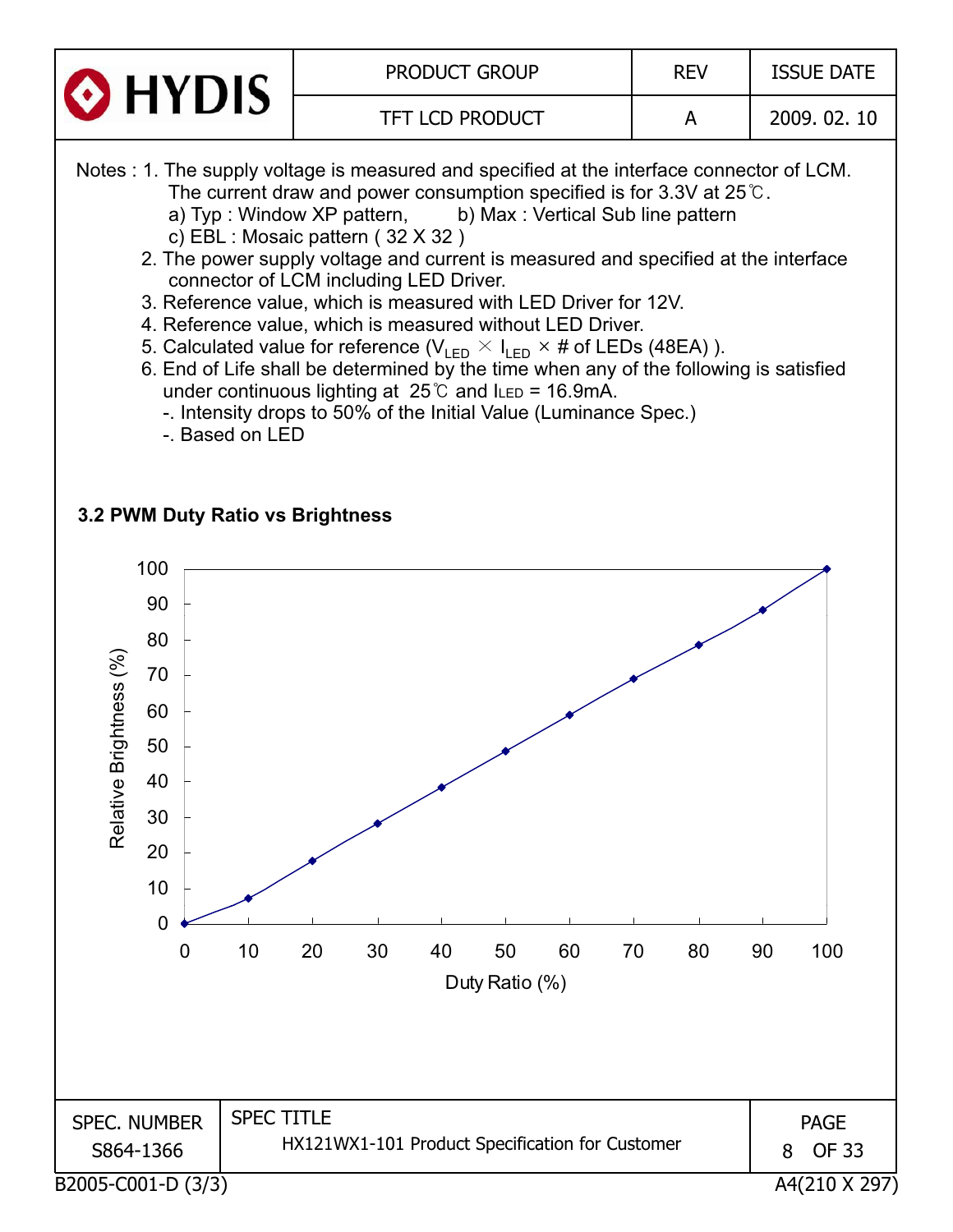Notes : 1. The supply voltage is measured and specified at the interface connector of LCM.
The current draw and power consumption specified is for 3.3V at 25℃.
a) Typ : Window XP pattern, b) Max : Vertical Sub line pattern
c) EBL : Mosaic pattern ( 32 X 32 )
2. The power supply voltage and current is measured and specified at the interface connector of LCM including LED Driver.
3. Reference value, which is measured with LED Driver for 12V.
4. Reference value, which is measured without LED Driver.
5. Calculated value for reference ($V_{LED} \times I_{LED} \times$ # of LEDs (48EA) ).
6. End of Life shall be determined by the time when any of the following is satisfied under continuous lighting at 25℃ and $I_{LED}$ = 16.9mA.
-. Intensity drops to 50% of the Initial Value (Luminance Spec.)
-. Based on LED

### 3.2 PWM Duty Ratio vs Brightness

| Duty Ratio (%) | 0 | 10 | 20 | 30 | 40 | 50 | 60 | 70 | 80 | 90 | 100 |
|---|---|---|---|---|---|---|---|---|---|---|---|
| Relative Brightness (%) | 0 | 7 | 18 | 28 | 38 | 49 | 59 | 69 | 79 | 88 | 100 |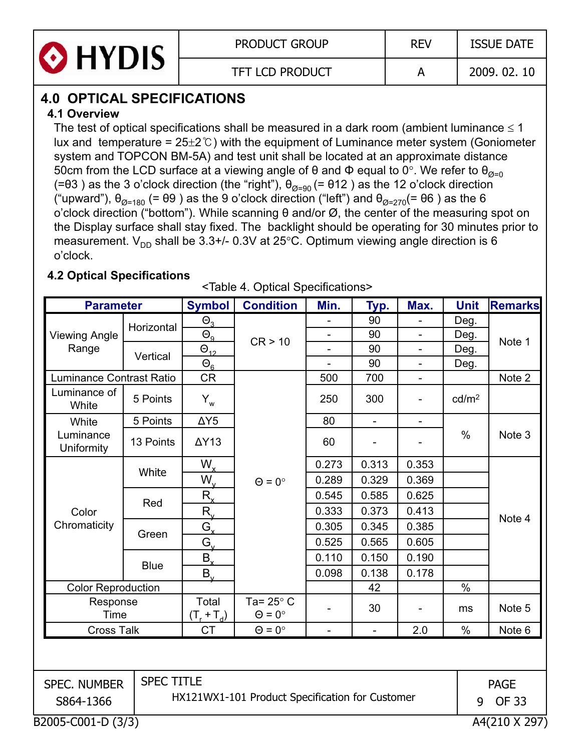## 4.0 OPTICAL SPECIFICATIONS

### 4.1 Overview

The test of optical specifications shall be measured in a dark room (ambient luminance ≤ 1 lux and temperature = 25±2℃) with the equipment of Luminance meter system (Goniometer system and TOPCON BM-5A) and test unit shall be located at an approximate distance 50cm from the LCD surface at a viewing angle of θ and Φ equal to 0°. We refer to $\theta_{Ø=0}$ (=θ3 ) as the 3 o'clock direction (the "right"), $\theta_{Ø=90}$ (= θ12 ) as the 12 o'clock direction ("upward"), $\theta_{Ø=180}$ (= θ9 ) as the 9 o'clock direction ("left") and $\theta_{Ø=270}$(= θ6 ) as the 6 o'clock direction ("bottom"). While scanning θ and/or Ø, the center of the measuring spot on the Display surface shall stay fixed. The backlight should be operating for 30 minutes prior to measurement. $V_{DD}$ shall be 3.3+/- 0.3V at 25°C. Optimum viewing angle direction is 6 o'clock.

### 4.2 Optical Specifications

<Table 4. Optical Specifications>

| Parameter | | Symbol | Condition | Min. | Typ. | Max. | Unit | Remarks |
|---|---|---|---|---|---|---|---|---|
| Viewing Angle Range | Horizontal | $\Theta_3$ | CR > 10 | - | 90 | - | Deg. | Note 1 |
| | | $\Theta_9$ | | - | 90 | - | Deg. | |
| | Vertical | $\Theta_{12}$ | | - | 90 | - | Deg. | |
| | | $\Theta_6$ | | - | 90 | - | Deg. | |
| Luminance Contrast Ratio | | CR | Θ = 0° | 500 | 700 | - | | Note 2 |
| Luminance of White | 5 Points | $Y_w$ | | 250 | 300 | - | cd/m² | |
| White Luminance Uniformity | 5 Points | ΔY5 | | 80 | - | - | % | Note 3 |
| | 13 Points | ΔY13 | | 60 | - | - | | |
| Color Chromaticity | White | $W_x$ | | 0.273 | 0.313 | 0.353 | | Note 4 |
| | | $W_y$ | | 0.289 | 0.329 | 0.369 | | |
| | Red | $R_x$ | | 0.545 | 0.585 | 0.625 | | |
| | | $R_y$ | | 0.333 | 0.373 | 0.413 | | |
| | Green | $G_x$ | | 0.305 | 0.345 | 0.385 | | |
| | | $G_y$ | | 0.525 | 0.565 | 0.605 | | |
| | Blue | $B_x$ | | 0.110 | 0.150 | 0.190 | | |
| | | $B_y$ | | 0.098 | 0.138 | 0.178 | | |
| Color Reproduction | | | | | 42 | | % | |
| Response Time | | Total ($T_r + T_d$) | Ta= 25° C Θ = 0° | - | 30 | - | ms | Note 5 |
| Cross Talk | | CT | Θ = 0° | - | - | 2.0 | % | Note 6 |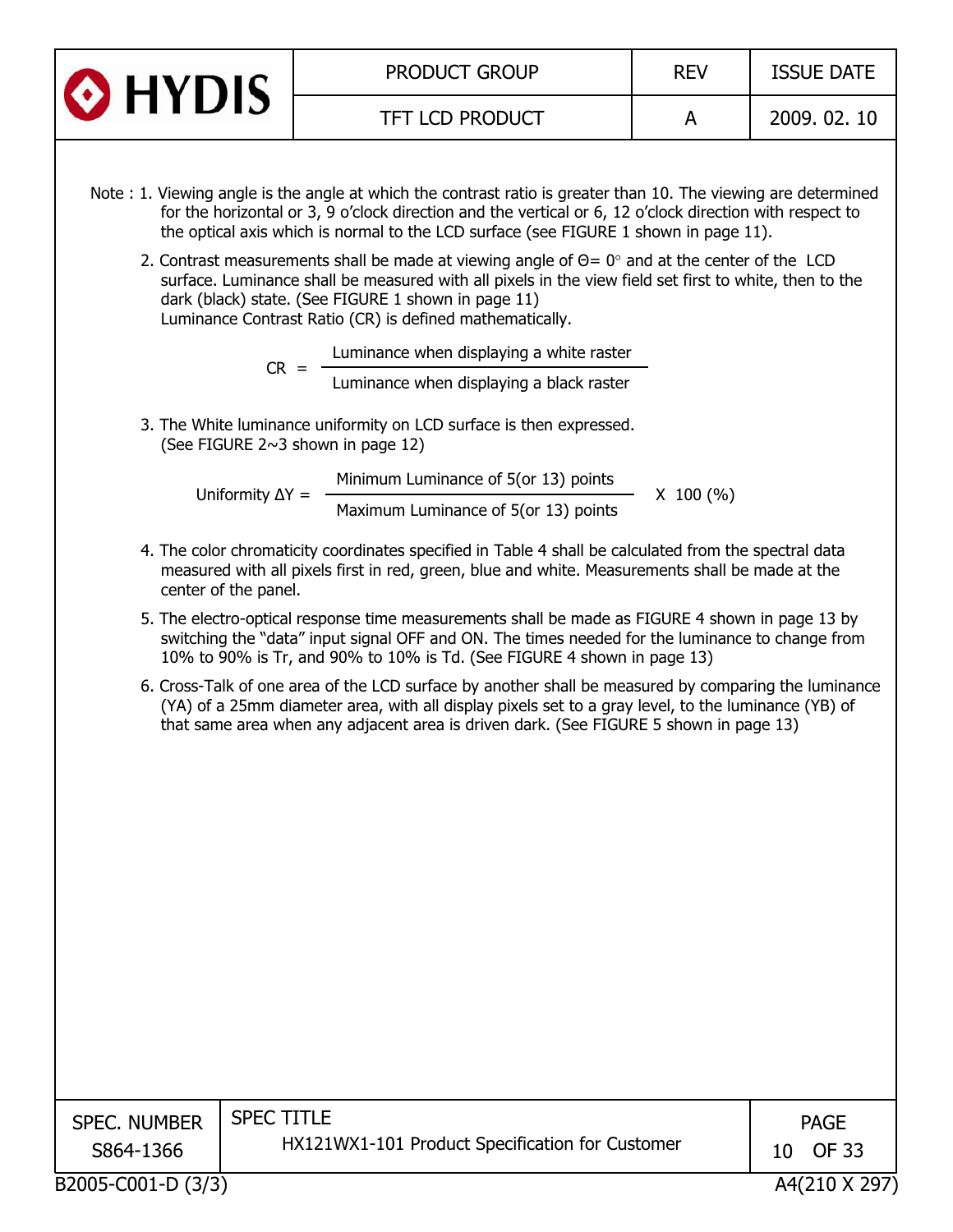Note : 1. Viewing angle is the angle at which the contrast ratio is greater than 10. The viewing are determined for the horizontal or 3, 9 o'clock direction and the vertical or 6, 12 o'clock direction with respect to the optical axis which is normal to the LCD surface (see FIGURE 1 shown in page 11).

2. Contrast measurements shall be made at viewing angle of $\Theta = 0°$ and at the center of the LCD surface. Luminance shall be measured with all pixels in the view field set first to white, then to the dark (black) state. (See FIGURE 1 shown in page 11)
   Luminance Contrast Ratio (CR) is defined mathematically.

$$CR = \frac{\text{Luminance when displaying a white raster}}{\text{Luminance when displaying a black raster}}$$

3. The White luminance uniformity on LCD surface is then expressed.
   (See FIGURE 2~3 shown in page 12)

$$\text{Uniformity } \Delta Y = \frac{\text{Minimum Luminance of 5(or 13) points}}{\text{Maximum Luminance of 5(or 13) points}} \times 100\ (\%)$$

4. The color chromaticity coordinates specified in Table 4 shall be calculated from the spectral data measured with all pixels first in red, green, blue and white. Measurements shall be made at the center of the panel.

5. The electro-optical response time measurements shall be made as FIGURE 4 shown in page 13 by switching the "data" input signal OFF and ON. The times needed for the luminance to change from 10% to 90% is Tr, and 90% to 10% is Td. (See FIGURE 4 shown in page 13)

6. Cross-Talk of one area of the LCD surface by another shall be measured by comparing the luminance (YA) of a 25mm diameter area, with all display pixels set to a gray level, to the luminance (YB) of that same area when any adjacent area is driven dark. (See FIGURE 5 shown in page 13)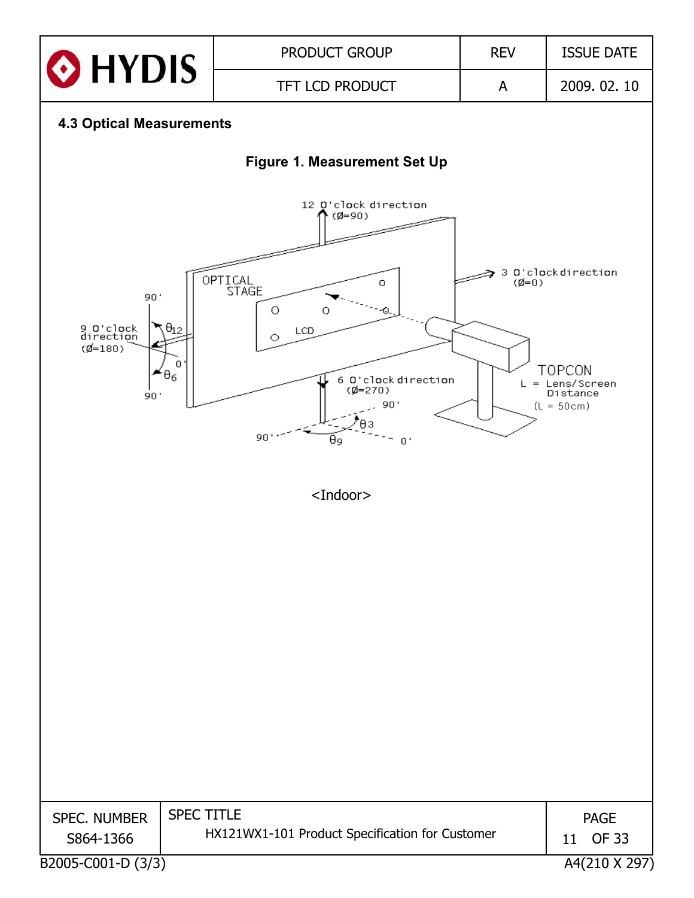### 4.3 Optical Measurements

**Figure 1. Measurement Set Up**

12 O'clock direction (Ø=90)

3 O'clock direction (Ø=0)

9 O'clock direction (Ø=180)

6 O'clock direction (Ø=270)

OPTICAL STAGE

LCD

TOPCON

L = Lens/Screen Distance (L = 50cm)

$\theta_{12}$ $\theta_6$ $\theta_3$ $\theta_9$

90' 0' 90'

<Indoor>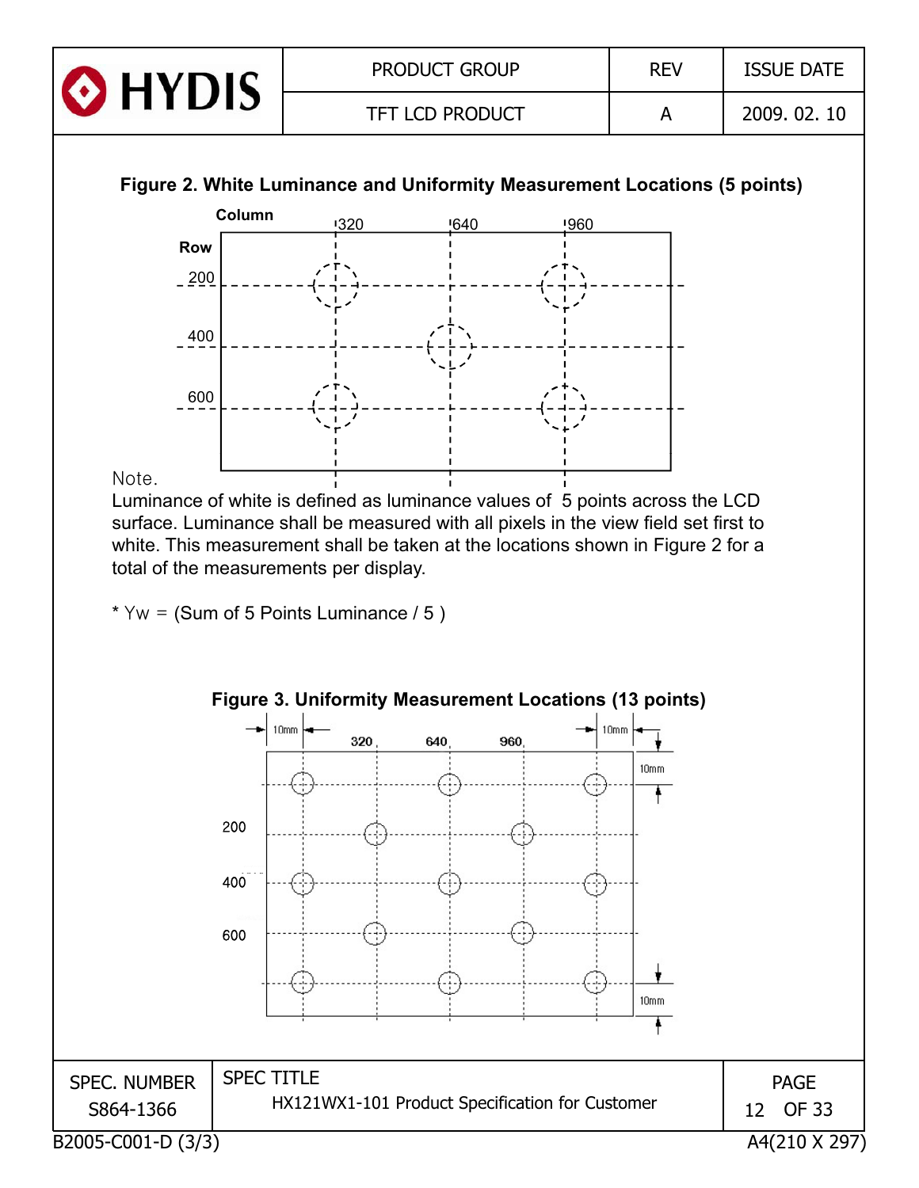**Figure 2. White Luminance and Uniformity Measurement Locations (5 points)**

Note.
Luminance of white is defined as luminance values of 5 points across the LCD surface. Luminance shall be measured with all pixels in the view field set first to white. This measurement shall be taken at the locations shown in Figure 2 for a total of the measurements per display.

* Yw = (Sum of 5 Points Luminance / 5 )

**Figure 3. Uniformity Measurement Locations (13 points)**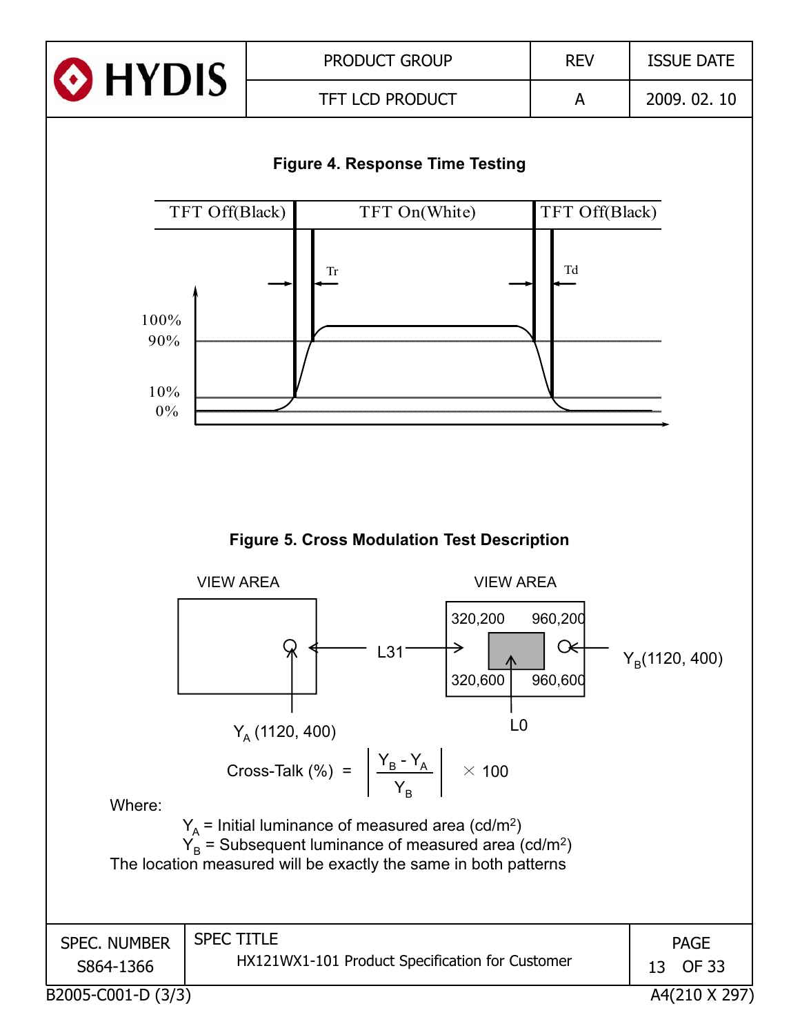**Figure 4. Response Time Testing**

| TFT Off(Black) | TFT On(White) | TFT Off(Black) |
|---|---|---|

Tr

Td

100%
90%
10%
0%

**Figure 5. Cross Modulation Test Description**

VIEW AREA

VIEW AREA

320,200 960,200

320,600 960,600

L31

L0

$Y_B$(1120, 400)

$Y_A$ (1120, 400)

$$\text{Cross-Talk (\%)} = \left| \frac{Y_B - Y_A}{Y_B} \right| \times 100$$

Where:

$Y_A$ = Initial luminance of measured area (cd/m$^2$)
$Y_B$ = Subsequent luminance of measured area (cd/m$^2$)
The location measured will be exactly the same in both patterns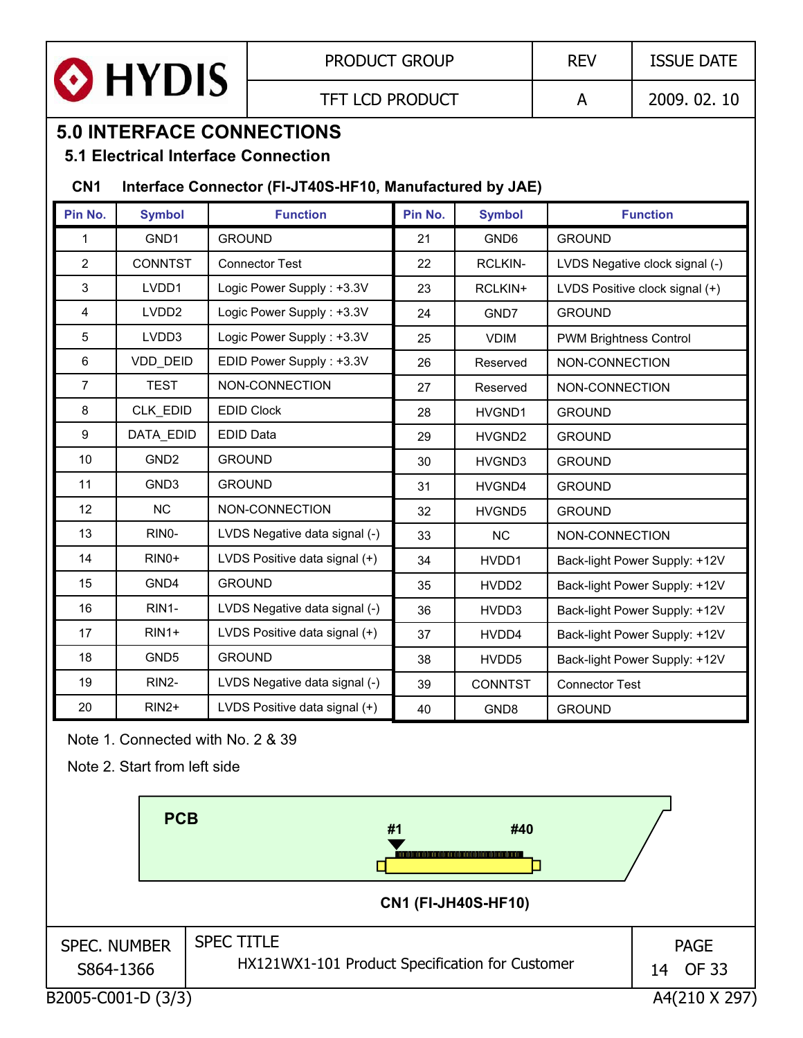## 5.0 INTERFACE CONNECTIONS

### 5.1 Electrical Interface Connection

**CN1 Interface Connector (FI-JT40S-HF10, Manufactured by JAE)**

| Pin No. | Symbol | Function | Pin No. | Symbol | Function |
|---|---|---|---|---|---|
| 1 | GND1 | GROUND | 21 | GND6 | GROUND |
| 2 | CONNTST | Connector Test | 22 | RCLKIN- | LVDS Negative clock signal (-) |
| 3 | LVDD1 | Logic Power Supply : +3.3V | 23 | RCLKIN+ | LVDS Positive clock signal (+) |
| 4 | LVDD2 | Logic Power Supply : +3.3V | 24 | GND7 | GROUND |
| 5 | LVDD3 | Logic Power Supply : +3.3V | 25 | VDIM | PWM Brightness Control |
| 6 | VDD_DEID | EDID Power Supply : +3.3V | 26 | Reserved | NON-CONNECTION |
| 7 | TEST | NON-CONNECTION | 27 | Reserved | NON-CONNECTION |
| 8 | CLK_EDID | EDID Clock | 28 | HVGND1 | GROUND |
| 9 | DATA_EDID | EDID Data | 29 | HVGND2 | GROUND |
| 10 | GND2 | GROUND | 30 | HVGND3 | GROUND |
| 11 | GND3 | GROUND | 31 | HVGND4 | GROUND |
| 12 | NC | NON-CONNECTION | 32 | HVGND5 | GROUND |
| 13 | RIN0- | LVDS Negative data signal (-) | 33 | NC | NON-CONNECTION |
| 14 | RIN0+ | LVDS Positive data signal (+) | 34 | HVDD1 | Back-light Power Supply: +12V |
| 15 | GND4 | GROUND | 35 | HVDD2 | Back-light Power Supply: +12V |
| 16 | RIN1- | LVDS Negative data signal (-) | 36 | HVDD3 | Back-light Power Supply: +12V |
| 17 | RIN1+ | LVDS Positive data signal (+) | 37 | HVDD4 | Back-light Power Supply: +12V |
| 18 | GND5 | GROUND | 38 | HVDD5 | Back-light Power Supply: +12V |
| 19 | RIN2- | LVDS Negative data signal (-) | 39 | CONNTST | Connector Test |
| 20 | RIN2+ | LVDS Positive data signal (+) | 40 | GND8 | GROUND |

Note 1. Connected with No. 2 & 39

Note 2. Start from left side

PCB

#1 #40

CN1 (FI-JH40S-HF10)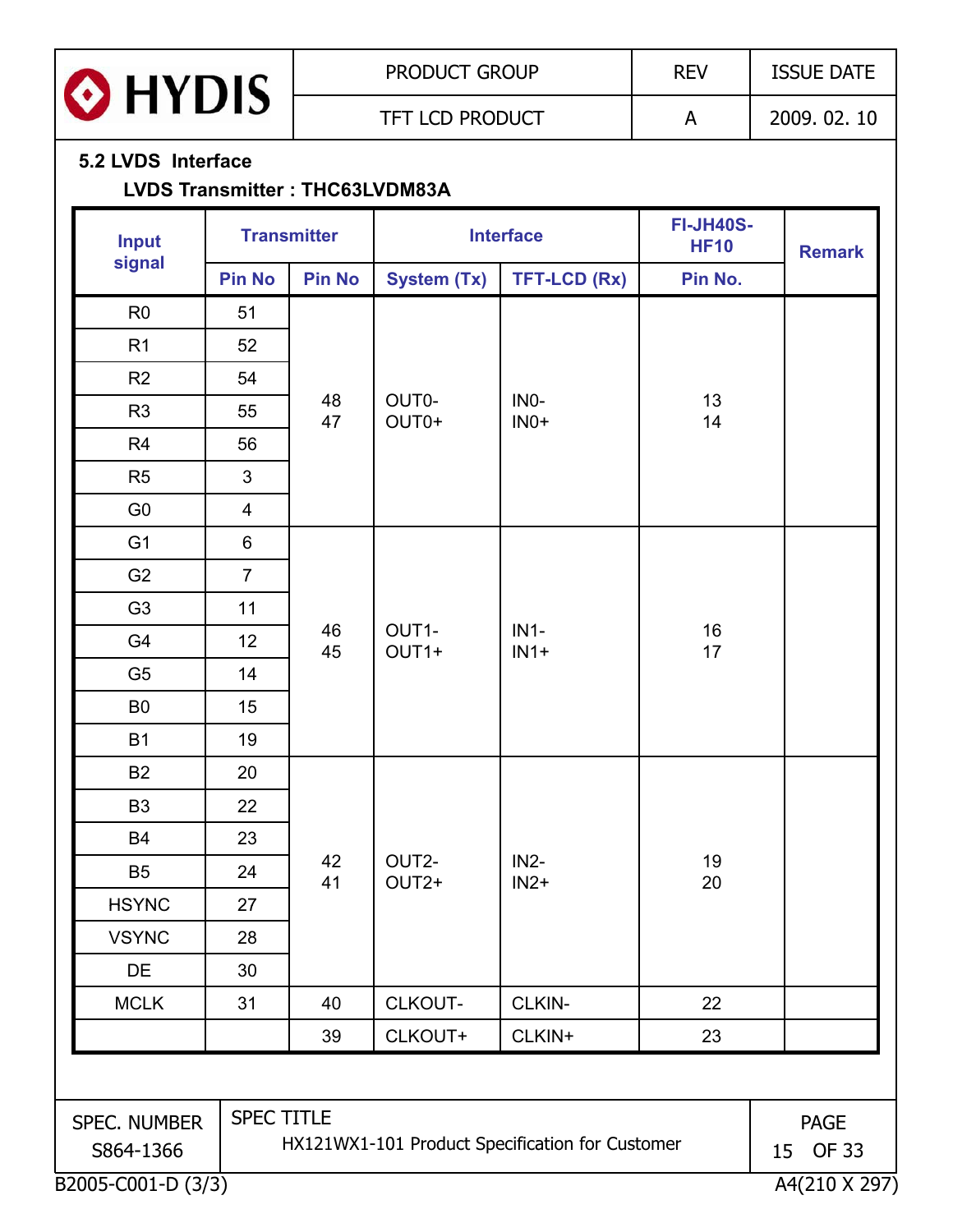## 5.2 LVDS Interface

**LVDS Transmitter : THC63LVDM83A**

| Input signal | Transmitter | | Interface | | FI-JH40S-HF10 | Remark |
|---|---|---|---|---|---|---|
| | Pin No | Pin No | System (Tx) | TFT-LCD (Rx) | Pin No. | |
| R0 | 51 | 48<br>47 | OUT0-<br>OUT0+ | IN0-<br>IN0+ | 13<br>14 | |
| R1 | 52 | | | | | |
| R2 | 54 | | | | | |
| R3 | 55 | | | | | |
| R4 | 56 | | | | | |
| R5 | 3 | | | | | |
| G0 | 4 | | | | | |
| G1 | 6 | 46<br>45 | OUT1-<br>OUT1+ | IN1-<br>IN1+ | 16<br>17 | |
| G2 | 7 | | | | | |
| G3 | 11 | | | | | |
| G4 | 12 | | | | | |
| G5 | 14 | | | | | |
| B0 | 15 | | | | | |
| B1 | 19 | | | | | |
| B2 | 20 | 42<br>41 | OUT2-<br>OUT2+ | IN2-<br>IN2+ | 19<br>20 | |
| B3 | 22 | | | | | |
| B4 | 23 | | | | | |
| B5 | 24 | | | | | |
| HSYNC | 27 | | | | | |
| VSYNC | 28 | | | | | |
| DE | 30 | | | | | |
| MCLK | 31 | 40 | CLKOUT- | CLKIN- | 22 | |
| | | 39 | CLKOUT+ | CLKIN+ | 23 | |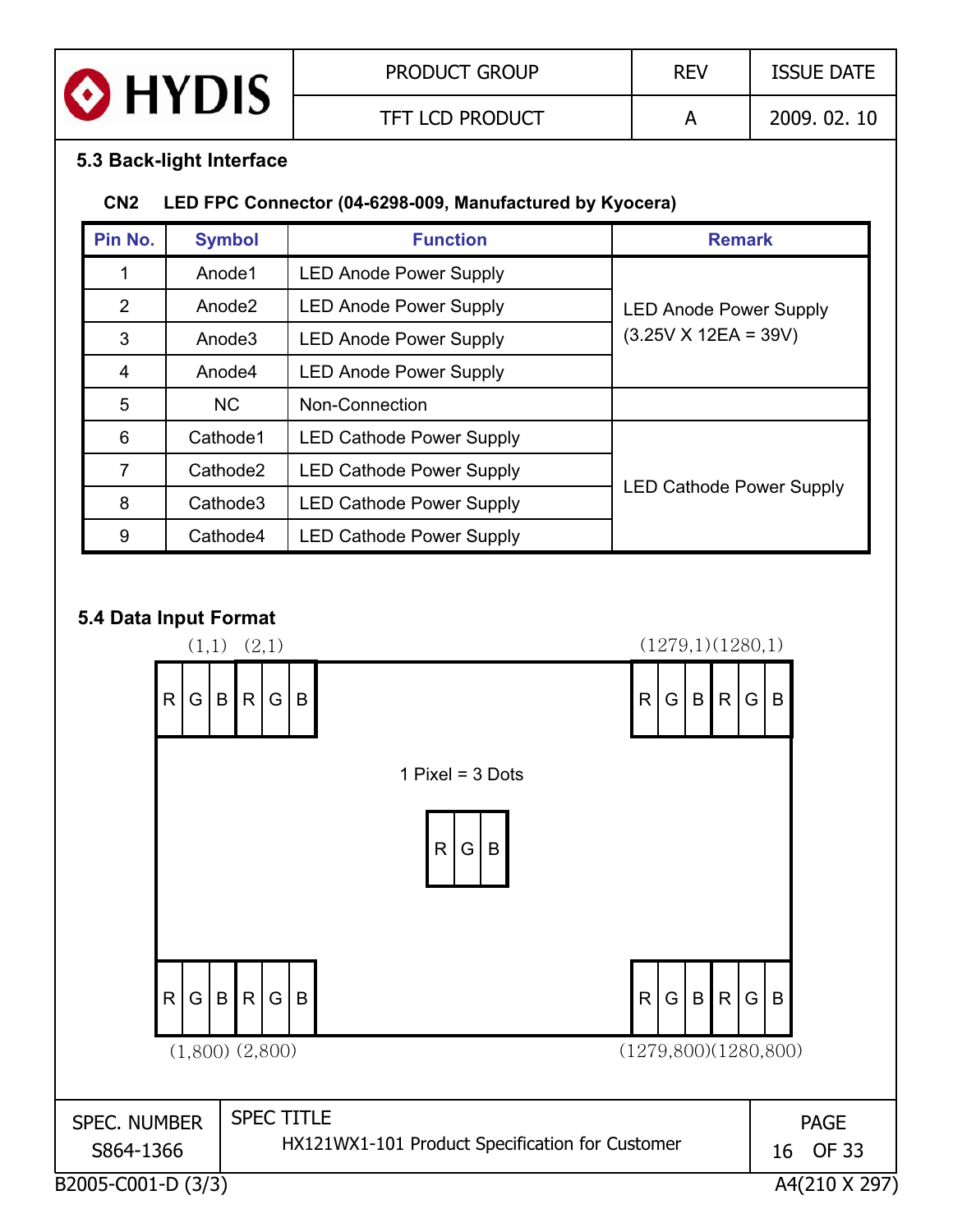## 5.3 Back-light Interface

**CN2 LED FPC Connector (04-6298-009, Manufactured by Kyocera)**

| Pin No. | Symbol | Function | Remark |
|---|---|---|---|
| 1 | Anode1 | LED Anode Power Supply | LED Anode Power Supply (3.25V X 12EA = 39V) |
| 2 | Anode2 | LED Anode Power Supply | |
| 3 | Anode3 | LED Anode Power Supply | |
| 4 | Anode4 | LED Anode Power Supply | |
| 5 | NC | Non-Connection | |
| 6 | Cathode1 | LED Cathode Power Supply | LED Cathode Power Supply |
| 7 | Cathode2 | LED Cathode Power Supply | |
| 8 | Cathode3 | LED Cathode Power Supply | |
| 9 | Cathode4 | LED Cathode Power Supply | |

## 5.4 Data Input Format

(1,1) (2,1) (1279,1)(1280,1)

| R | G | B | R | G | B | ... | R | G | B | R | G | B |

1 Pixel = 3 Dots

| R | G | B |

| R | G | B | R | G | B | ... | R | G | B | R | G | B |

(1,800) (2,800) (1279,800)(1280,800)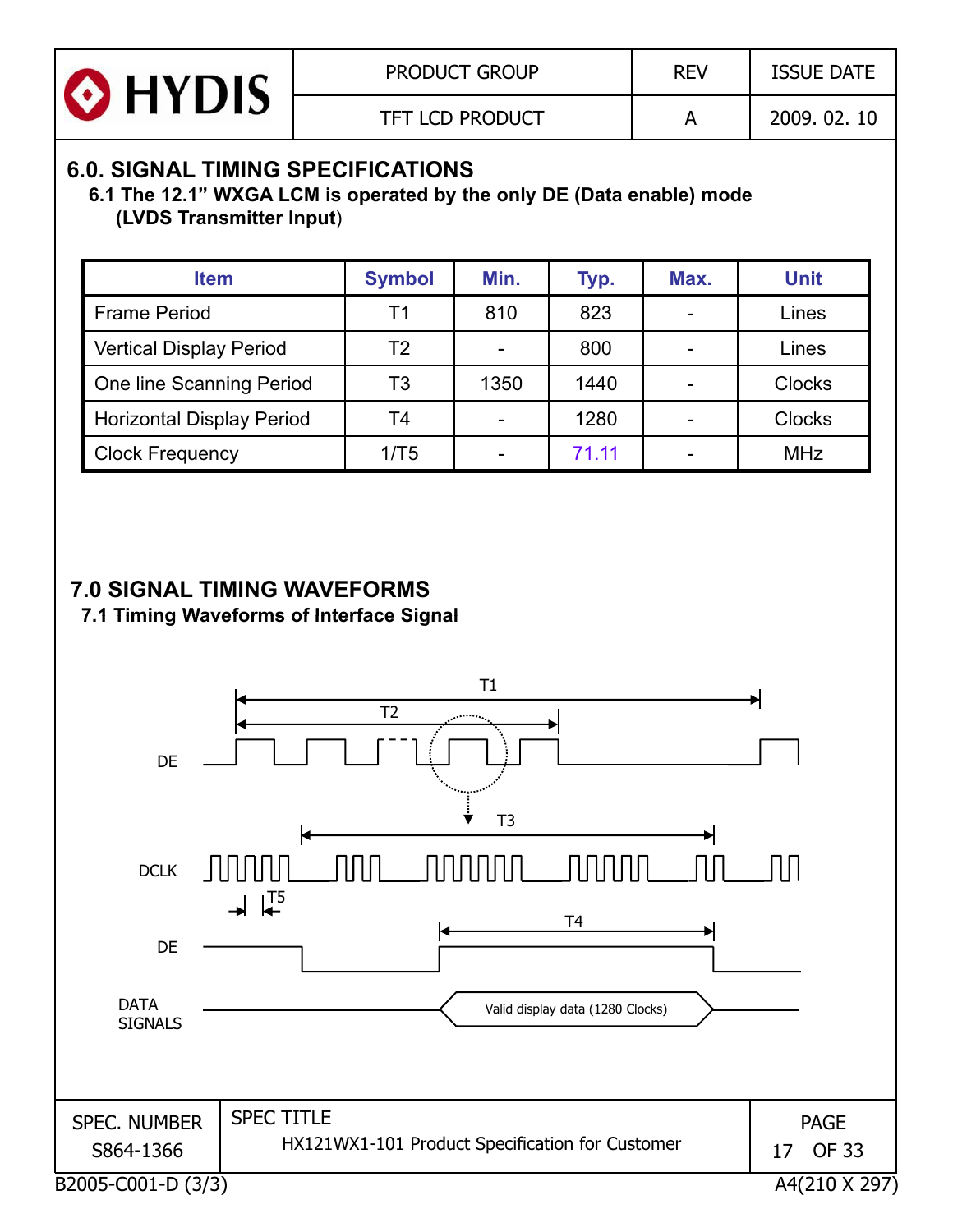## 6.0. SIGNAL TIMING SPECIFICATIONS

### 6.1 The 12.1" WXGA LCM is operated by the only DE (Data enable) mode (LVDS Transmitter Input)

| Item | Symbol | Min. | Typ. | Max. | Unit |
|---|---|---|---|---|---|
| Frame Period | T1 | 810 | 823 | - | Lines |
| Vertical Display Period | T2 | - | 800 | - | Lines |
| One line Scanning Period | T3 | 1350 | 1440 | - | Clocks |
| Horizontal Display Period | T4 | - | 1280 | - | Clocks |
| Clock Frequency | 1/T5 | - | 71.11 | - | MHz |

## 7.0 SIGNAL TIMING WAVEFORMS

### 7.1 Timing Waveforms of Interface Signal

T1

T2

DE

T3

DCLK

T5

T4

DE

DATA SIGNALS

Valid display data (1280 Clocks)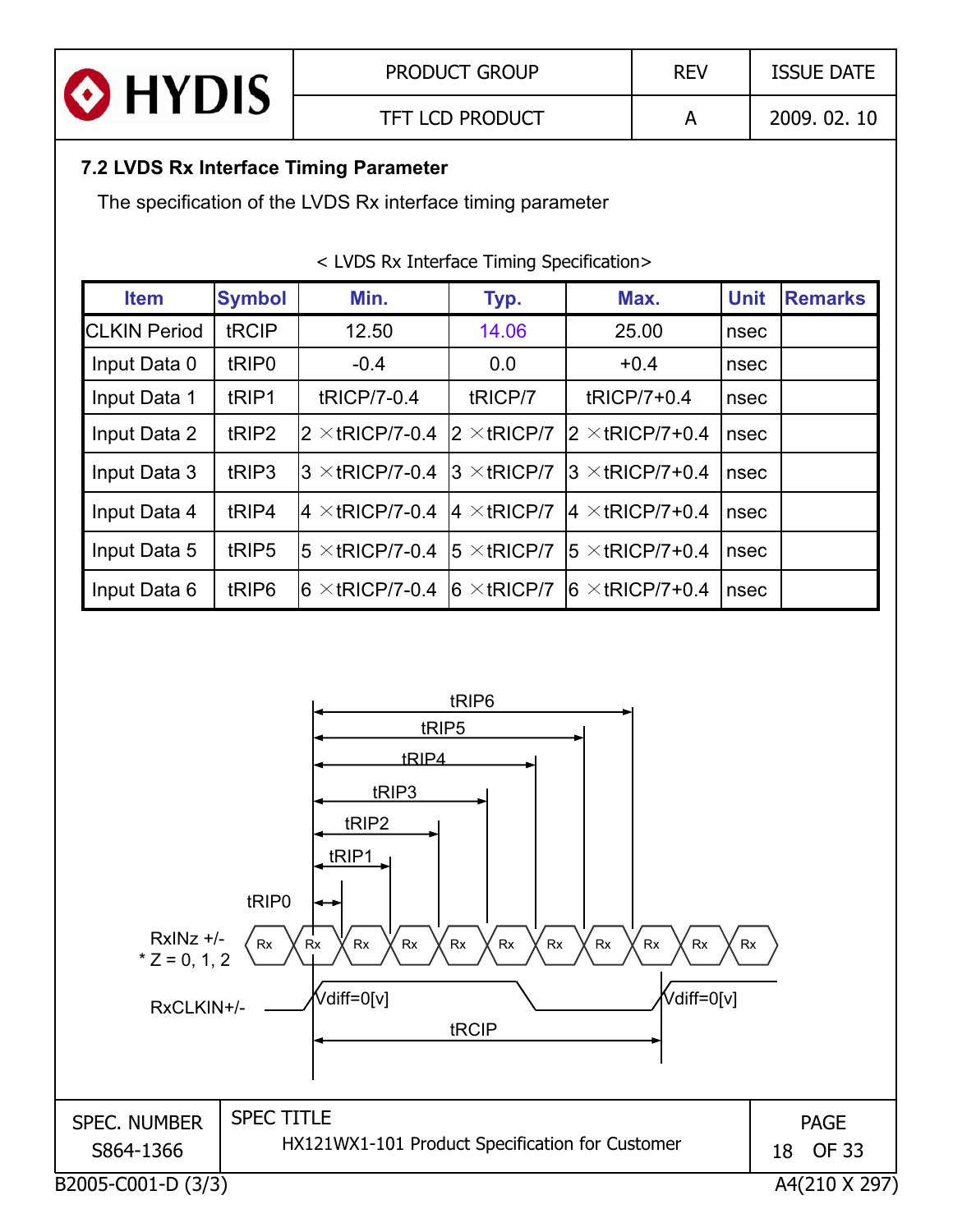### 7.2 LVDS Rx Interface Timing Parameter

The specification of the LVDS Rx interface timing parameter

< LVDS Rx Interface Timing Specification>

| Item | Symbol | Min. | Typ. | Max. | Unit | Remarks |
|---|---|---|---|---|---|---|
| CLKIN Period | tRCIP | 12.50 | 14.06 | 25.00 | nsec | |
| Input Data 0 | tRIP0 | -0.4 | 0.0 | +0.4 | nsec | |
| Input Data 1 | tRIP1 | tRICP/7-0.4 | tRICP/7 | tRICP/7+0.4 | nsec | |
| Input Data 2 | tRIP2 | 2 ×tRICP/7-0.4 | 2 ×tRICP/7 | 2 ×tRICP/7+0.4 | nsec | |
| Input Data 3 | tRIP3 | 3 ×tRICP/7-0.4 | 3 ×tRICP/7 | 3 ×tRICP/7+0.4 | nsec | |
| Input Data 4 | tRIP4 | 4 ×tRICP/7-0.4 | 4 ×tRICP/7 | 4 ×tRICP/7+0.4 | nsec | |
| Input Data 5 | tRIP5 | 5 ×tRICP/7-0.4 | 5 ×tRICP/7 | 5 ×tRICP/7+0.4 | nsec | |
| Input Data 6 | tRIP6 | 6 ×tRICP/7-0.4 | 6 ×tRICP/7 | 6 ×tRICP/7+0.4 | nsec | |

tRIP6
tRIP5
tRIP4
tRIP3
tRIP2
tRIP1
tRIP0

RxINz +/-
* Z = 0, 1, 2

Rx Rx Rx Rx Rx Rx Rx Rx Rx Rx Rx

RxCLKIN+/-

Vdiff=0[v] Vdiff=0[v]

tRCIP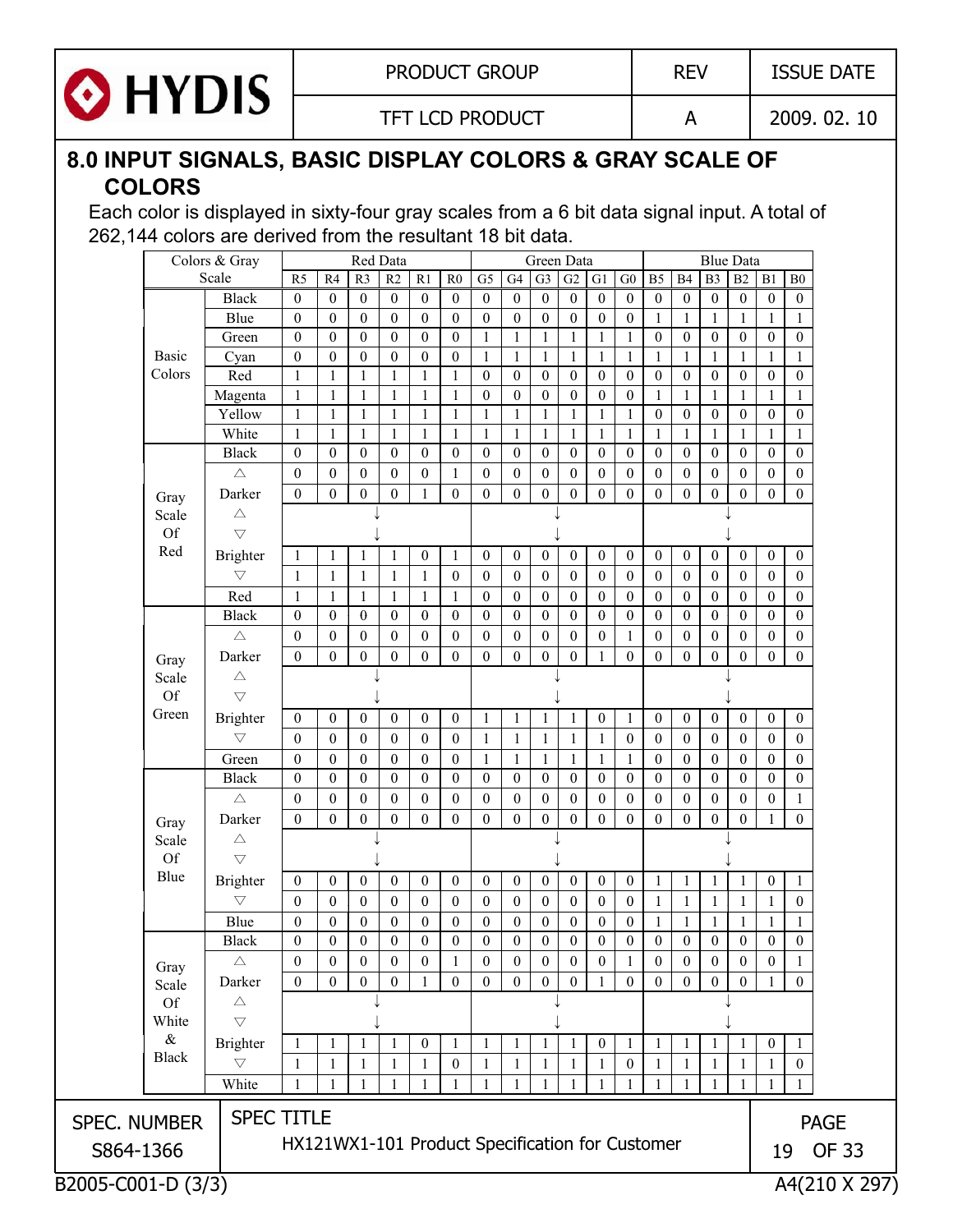# 8.0 INPUT SIGNALS, BASIC DISPLAY COLORS & GRAY SCALE OF COLORS

Each color is displayed in sixty-four gray scales from a 6 bit data signal input. A total of 262,144 colors are derived from the resultant 18 bit data.

| Colors & Gray Scale | | Red Data | | | | | | Green Data | | | | | | Blue Data | | | | | |
|---|---|---|---|---|---|---|---|---|---|---|---|---|---|---|---|---|---|---|---|
| | | R5 | R4 | R3 | R2 | R1 | R0 | G5 | G4 | G3 | G2 | G1 | G0 | B5 | B4 | B3 | B2 | B1 | B0 |
| Basic Colors | Black | 0 | 0 | 0 | 0 | 0 | 0 | 0 | 0 | 0 | 0 | 0 | 0 | 0 | 0 | 0 | 0 | 0 | 0 |
| | Blue | 0 | 0 | 0 | 0 | 0 | 0 | 0 | 0 | 0 | 0 | 0 | 0 | 1 | 1 | 1 | 1 | 1 | 1 |
| | Green | 0 | 0 | 0 | 0 | 0 | 0 | 1 | 1 | 1 | 1 | 1 | 1 | 0 | 0 | 0 | 0 | 0 | 0 |
| | Cyan | 0 | 0 | 0 | 0 | 0 | 0 | 1 | 1 | 1 | 1 | 1 | 1 | 1 | 1 | 1 | 1 | 1 | 1 |
| | Red | 1 | 1 | 1 | 1 | 1 | 1 | 0 | 0 | 0 | 0 | 0 | 0 | 0 | 0 | 0 | 0 | 0 | 0 |
| | Magenta | 1 | 1 | 1 | 1 | 1 | 1 | 0 | 0 | 0 | 0 | 0 | 0 | 1 | 1 | 1 | 1 | 1 | 1 |
| | Yellow | 1 | 1 | 1 | 1 | 1 | 1 | 1 | 1 | 1 | 1 | 1 | 1 | 0 | 0 | 0 | 0 | 0 | 0 |
| | White | 1 | 1 | 1 | 1 | 1 | 1 | 1 | 1 | 1 | 1 | 1 | 1 | 1 | 1 | 1 | 1 | 1 | 1 |
| Gray Scale Of Red | Black | 0 | 0 | 0 | 0 | 0 | 0 | 0 | 0 | 0 | 0 | 0 | 0 | 0 | 0 | 0 | 0 | 0 | 0 |
| | △ | 0 | 0 | 0 | 0 | 0 | 1 | 0 | 0 | 0 | 0 | 0 | 0 | 0 | 0 | 0 | 0 | 0 | 0 |
| | Darker | 0 | 0 | 0 | 0 | 1 | 0 | 0 | 0 | 0 | 0 | 0 | 0 | 0 | 0 | 0 | 0 | 0 | 0 |
| | △ | ↓ | | | | | | ↓ | | | | | | ↓ | | | | | |
| | ▽ | ↓ | | | | | | ↓ | | | | | | ↓ | | | | | |
| | Brighter | 1 | 1 | 1 | 1 | 0 | 1 | 0 | 0 | 0 | 0 | 0 | 0 | 0 | 0 | 0 | 0 | 0 | 0 |
| | ▽ | 1 | 1 | 1 | 1 | 1 | 0 | 0 | 0 | 0 | 0 | 0 | 0 | 0 | 0 | 0 | 0 | 0 | 0 |
| | Red | 1 | 1 | 1 | 1 | 1 | 1 | 0 | 0 | 0 | 0 | 0 | 0 | 0 | 0 | 0 | 0 | 0 | 0 |
| Gray Scale Of Green | Black | 0 | 0 | 0 | 0 | 0 | 0 | 0 | 0 | 0 | 0 | 0 | 0 | 0 | 0 | 0 | 0 | 0 | 0 |
| | △ | 0 | 0 | 0 | 0 | 0 | 0 | 0 | 0 | 0 | 0 | 0 | 1 | 0 | 0 | 0 | 0 | 0 | 0 |
| | Darker | 0 | 0 | 0 | 0 | 0 | 0 | 0 | 0 | 0 | 0 | 1 | 0 | 0 | 0 | 0 | 0 | 0 | 0 |
| | △ | ↓ | | | | | | ↓ | | | | | | ↓ | | | | | |
| | ▽ | ↓ | | | | | | ↓ | | | | | | ↓ | | | | | |
| | Brighter | 0 | 0 | 0 | 0 | 0 | 0 | 1 | 1 | 1 | 1 | 0 | 1 | 0 | 0 | 0 | 0 | 0 | 0 |
| | ▽ | 0 | 0 | 0 | 0 | 0 | 0 | 1 | 1 | 1 | 1 | 1 | 0 | 0 | 0 | 0 | 0 | 0 | 0 |
| | Green | 0 | 0 | 0 | 0 | 0 | 0 | 1 | 1 | 1 | 1 | 1 | 1 | 0 | 0 | 0 | 0 | 0 | 0 |
| Gray Scale Of Blue | Black | 0 | 0 | 0 | 0 | 0 | 0 | 0 | 0 | 0 | 0 | 0 | 0 | 0 | 0 | 0 | 0 | 0 | 0 |
| | △ | 0 | 0 | 0 | 0 | 0 | 0 | 0 | 0 | 0 | 0 | 0 | 0 | 0 | 0 | 0 | 0 | 0 | 1 |
| | Darker | 0 | 0 | 0 | 0 | 0 | 0 | 0 | 0 | 0 | 0 | 0 | 0 | 0 | 0 | 0 | 0 | 1 | 0 |
| | △ | ↓ | | | | | | ↓ | | | | | | ↓ | | | | | |
| | ▽ | ↓ | | | | | | ↓ | | | | | | ↓ | | | | | |
| | Brighter | 0 | 0 | 0 | 0 | 0 | 0 | 0 | 0 | 0 | 0 | 0 | 0 | 1 | 1 | 1 | 1 | 0 | 1 |
| | ▽ | 0 | 0 | 0 | 0 | 0 | 0 | 0 | 0 | 0 | 0 | 0 | 0 | 1 | 1 | 1 | 1 | 1 | 0 |
| | Blue | 0 | 0 | 0 | 0 | 0 | 0 | 0 | 0 | 0 | 0 | 0 | 0 | 1 | 1 | 1 | 1 | 1 | 1 |
| Gray Scale Of White & Black | Black | 0 | 0 | 0 | 0 | 0 | 0 | 0 | 0 | 0 | 0 | 0 | 0 | 0 | 0 | 0 | 0 | 0 | 0 |
| | △ | 0 | 0 | 0 | 0 | 0 | 1 | 0 | 0 | 0 | 0 | 0 | 1 | 0 | 0 | 0 | 0 | 0 | 1 |
| | Darker | 0 | 0 | 0 | 0 | 1 | 0 | 0 | 0 | 0 | 0 | 1 | 0 | 0 | 0 | 0 | 0 | 1 | 0 |
| | △ | ↓ | | | | | | ↓ | | | | | | ↓ | | | | | |
| | ▽ | ↓ | | | | | | ↓ | | | | | | ↓ | | | | | |
| | Brighter | 1 | 1 | 1 | 1 | 0 | 1 | 1 | 1 | 1 | 1 | 0 | 1 | 1 | 1 | 1 | 1 | 0 | 1 |
| | ▽ | 1 | 1 | 1 | 1 | 1 | 0 | 1 | 1 | 1 | 1 | 1 | 0 | 1 | 1 | 1 | 1 | 1 | 0 |
| | White | 1 | 1 | 1 | 1 | 1 | 1 | 1 | 1 | 1 | 1 | 1 | 1 | 1 | 1 | 1 | 1 | 1 | 1 |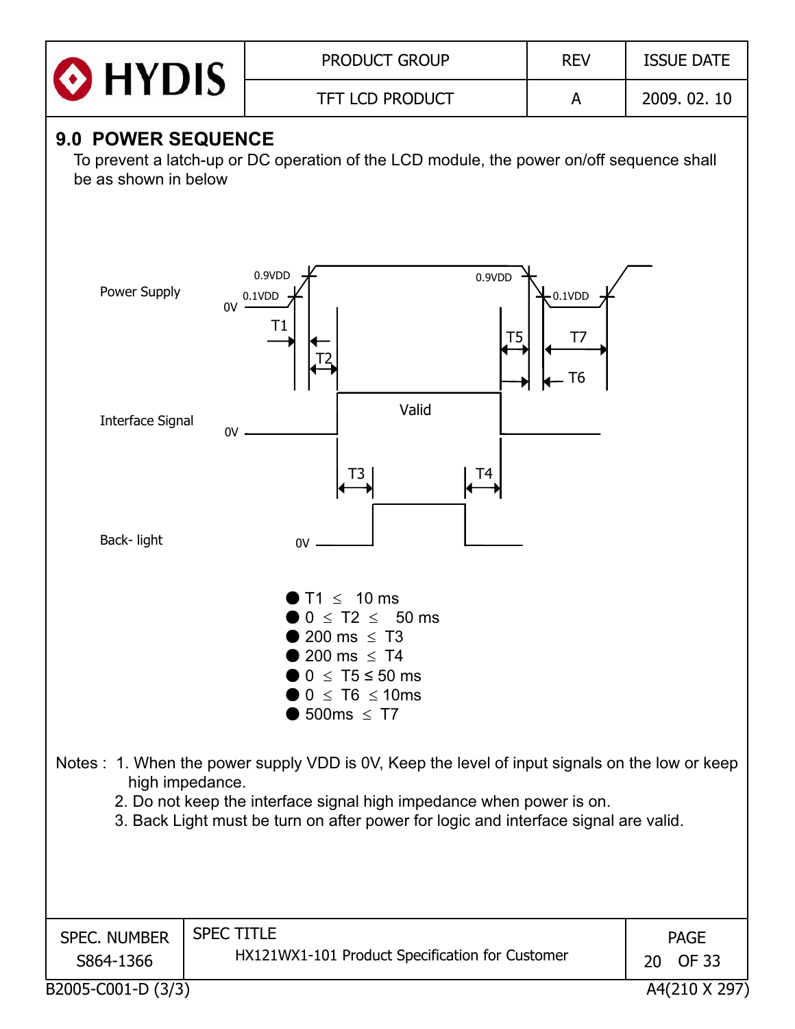## 9.0 POWER SEQUENCE

To prevent a latch-up or DC operation of the LCD module, the power on/off sequence shall be as shown in below

Power Supply

Interface Signal

Back- light

- T1 ≤ 10 ms
- 0 ≤ T2 ≤ 50 ms
- 200 ms ≤ T3
- 200 ms ≤ T4
- 0 ≤ T5 ≤ 50 ms
- 0 ≤ T6 ≤ 10ms
- 500ms ≤ T7

Notes :
1. When the power supply VDD is 0V, Keep the level of input signals on the low or keep high impedance.
2. Do not keep the interface signal high impedance when power is on.
3. Back Light must be turn on after power for logic and interface signal are valid.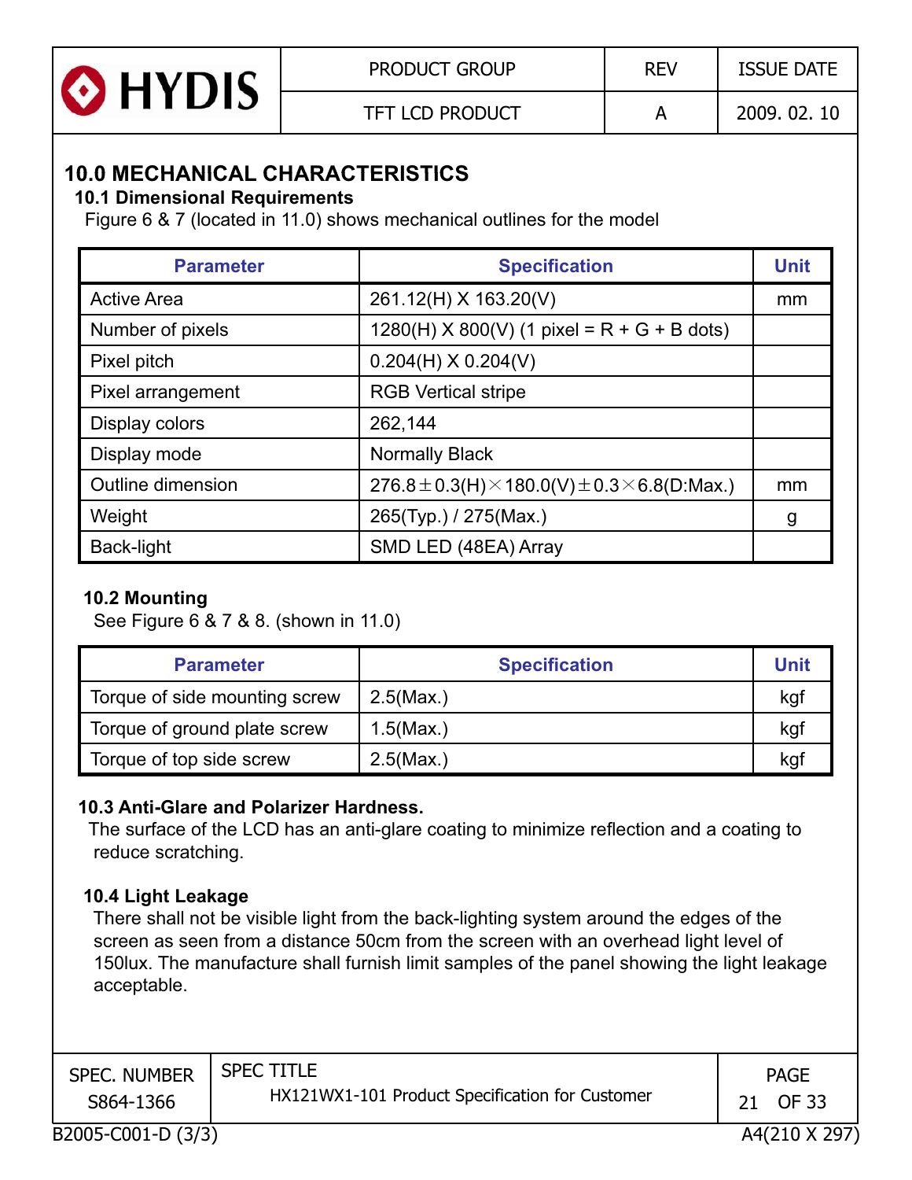## 10.0 MECHANICAL CHARACTERISTICS

### 10.1 Dimensional Requirements

Figure 6 & 7 (located in 11.0) shows mechanical outlines for the model

| Parameter | Specification | Unit |
|---|---|---|
| Active Area | 261.12(H) X 163.20(V) | mm |
| Number of pixels | 1280(H) X 800(V) (1 pixel = R + G + B dots) | |
| Pixel pitch | 0.204(H) X 0.204(V) | |
| Pixel arrangement | RGB Vertical stripe | |
| Display colors | 262,144 | |
| Display mode | Normally Black | |
| Outline dimension | 276.8±0.3(H)×180.0(V)±0.3×6.8(D:Max.) | mm |
| Weight | 265(Typ.) / 275(Max.) | g |
| Back-light | SMD LED (48EA) Array | |

### 10.2 Mounting

See Figure 6 & 7 & 8. (shown in 11.0)

| Parameter | Specification | Unit |
|---|---|---|
| Torque of side mounting screw | 2.5(Max.) | kgf |
| Torque of ground plate screw | 1.5(Max.) | kgf |
| Torque of top side screw | 2.5(Max.) | kgf |

### 10.3 Anti-Glare and Polarizer Hardness.

The surface of the LCD has an anti-glare coating to minimize reflection and a coating to reduce scratching.

### 10.4 Light Leakage

There shall not be visible light from the back-lighting system around the edges of the screen as seen from a distance 50cm from the screen with an overhead light level of 150lux. The manufacture shall furnish limit samples of the panel showing the light leakage acceptable.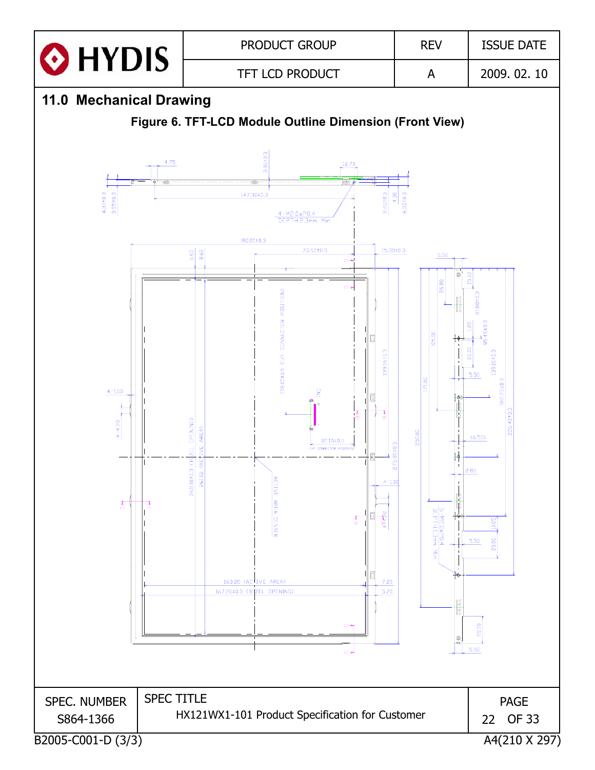## 11.0 Mechanical Drawing

**Figure 6. TFT-LCD Module Outline Dimension (Front View)**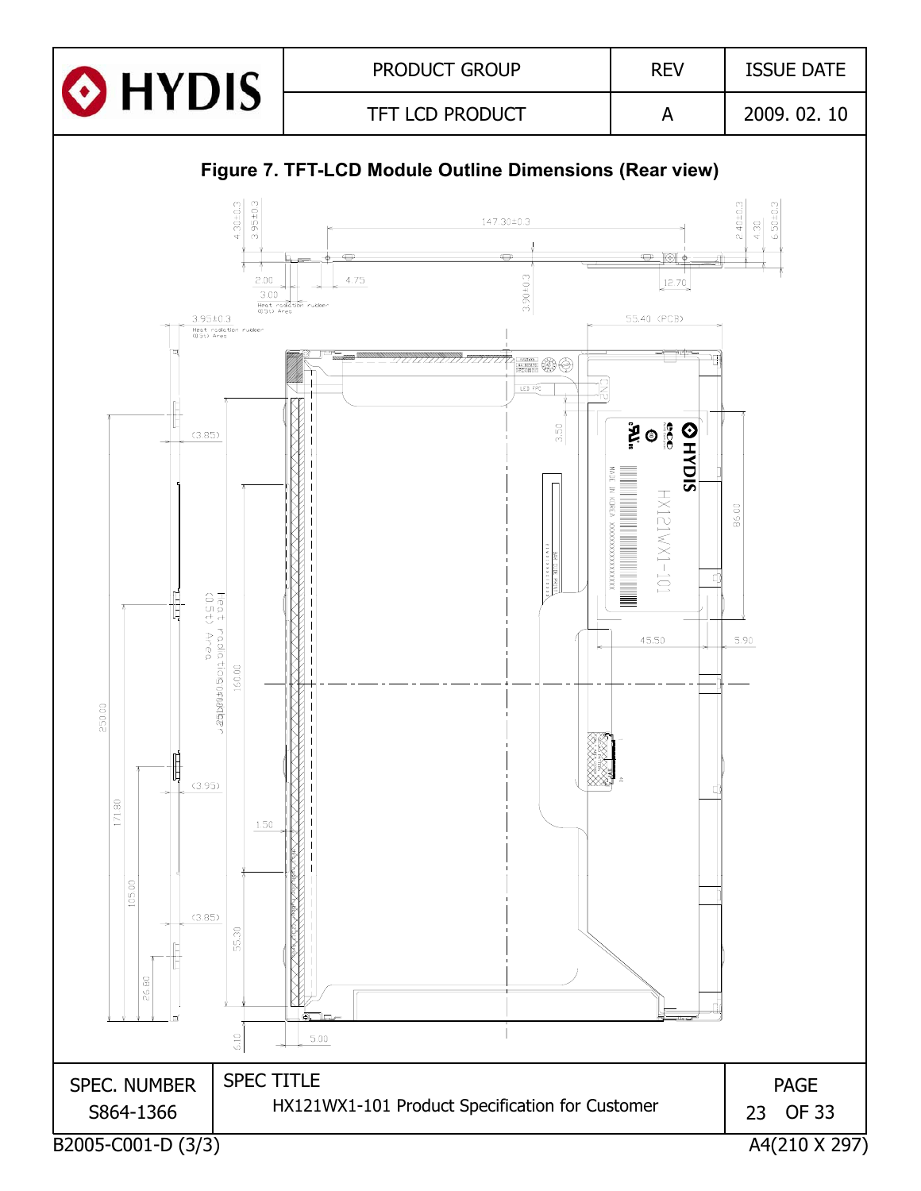# Figure 7. TFT-LCD Module Outline Dimensions (Rear view)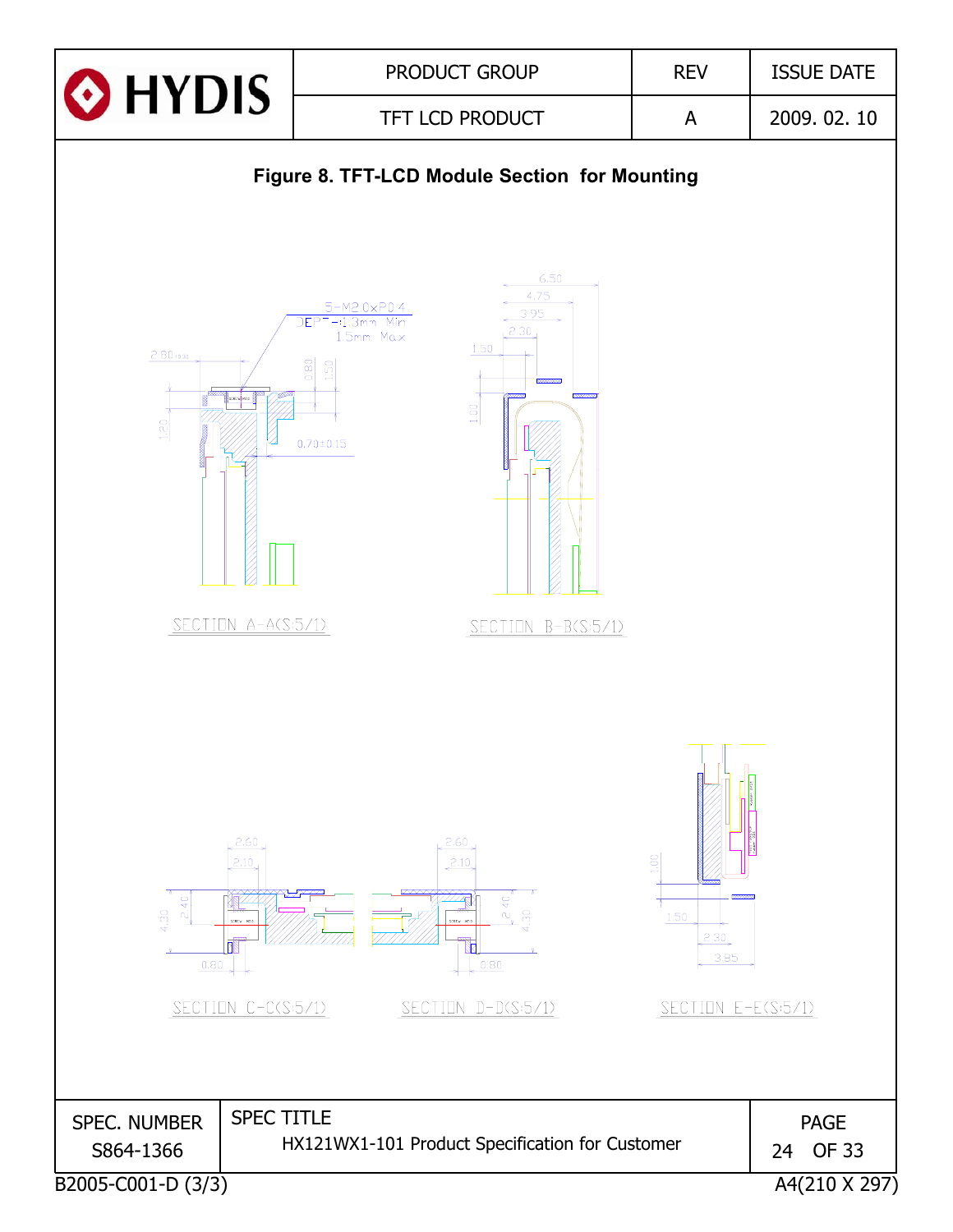## Figure 8. TFT-LCD Module Section for Mounting

SECTION A-A(S:5/1)

SECTION B-B(S:5/1)

SECTION C-C(S:5/1)

SECTION D-D(S:5/1)

SECTION E-E(S:5/1)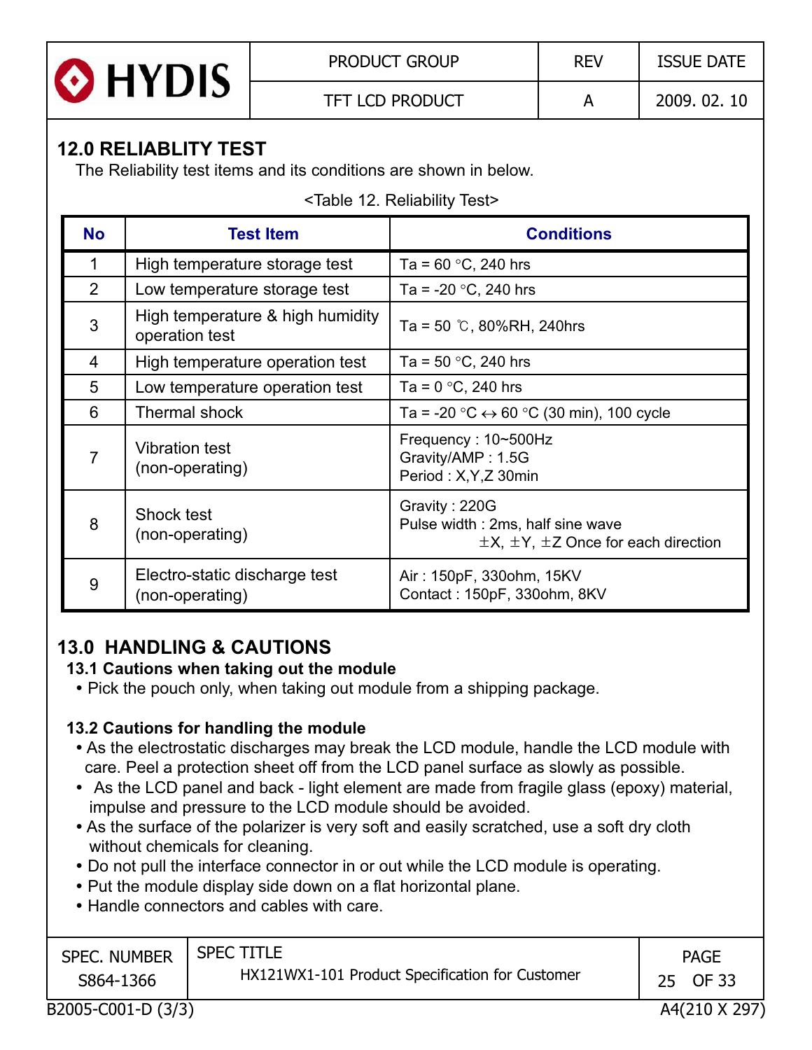## 12.0 RELIABLITY TEST

The Reliability test items and its conditions are shown in below.

<Table 12. Reliability Test>

| No | Test Item | Conditions |
|---|---|---|
| 1 | High temperature storage test | Ta = 60 °C, 240 hrs |
| 2 | Low temperature storage test | Ta = -20 °C, 240 hrs |
| 3 | High temperature & high humidity operation test | Ta = 50 ℃, 80%RH, 240hrs |
| 4 | High temperature operation test | Ta = 50 °C, 240 hrs |
| 5 | Low temperature operation test | Ta = 0 °C, 240 hrs |
| 6 | Thermal shock | Ta = -20 °C ↔ 60 °C (30 min), 100 cycle |
| 7 | Vibration test (non-operating) | Frequency : 10~500Hz<br>Gravity/AMP : 1.5G<br>Period : X,Y,Z 30min |
| 8 | Shock test (non-operating) | Gravity : 220G<br>Pulse width : 2ms, half sine wave<br>±X, ±Y, ±Z Once for each direction |
| 9 | Electro-static discharge test (non-operating) | Air : 150pF, 330ohm, 15KV<br>Contact : 150pF, 330ohm, 8KV |

## 13.0 HANDLING & CAUTIONS

### 13.1 Cautions when taking out the module

- Pick the pouch only, when taking out module from a shipping package.

### 13.2 Cautions for handling the module

- As the electrostatic discharges may break the LCD module, handle the LCD module with care. Peel a protection sheet off from the LCD panel surface as slowly as possible.
- As the LCD panel and back - light element are made from fragile glass (epoxy) material, impulse and pressure to the LCD module should be avoided.
- As the surface of the polarizer is very soft and easily scratched, use a soft dry cloth without chemicals for cleaning.
- Do not pull the interface connector in or out while the LCD module is operating.
- Put the module display side down on a flat horizontal plane.
- Handle connectors and cables with care.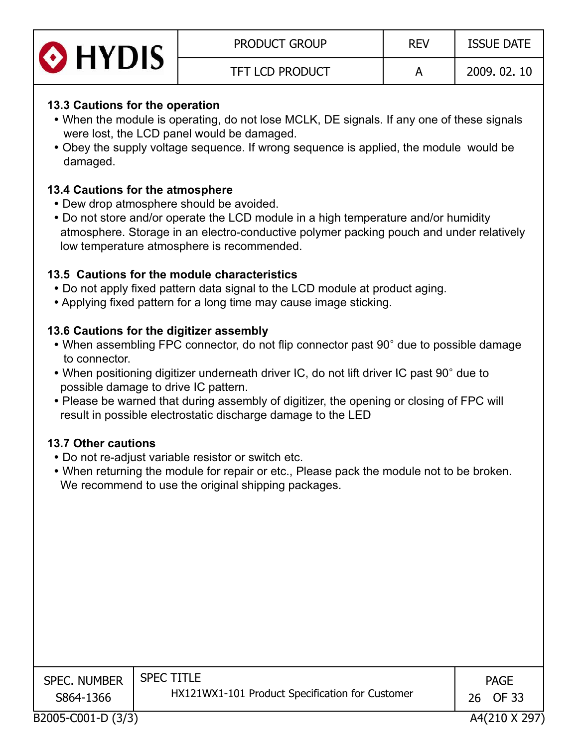### 13.3 Cautions for the operation

- When the module is operating, do not lose MCLK, DE signals. If any one of these signals were lost, the LCD panel would be damaged.
- Obey the supply voltage sequence. If wrong sequence is applied, the module would be damaged.

### 13.4 Cautions for the atmosphere

- Dew drop atmosphere should be avoided.
- Do not store and/or operate the LCD module in a high temperature and/or humidity atmosphere. Storage in an electro-conductive polymer packing pouch and under relatively low temperature atmosphere is recommended.

### 13.5 Cautions for the module characteristics

- Do not apply fixed pattern data signal to the LCD module at product aging.
- Applying fixed pattern for a long time may cause image sticking.

### 13.6 Cautions for the digitizer assembly

- When assembling FPC connector, do not flip connector past 90˚ due to possible damage to connector.
- When positioning digitizer underneath driver IC, do not lift driver IC past 90˚ due to possible damage to drive IC pattern.
- Please be warned that during assembly of digitizer, the opening or closing of FPC will result in possible electrostatic discharge damage to the LED

### 13.7 Other cautions

- Do not re-adjust variable resistor or switch etc.
- When returning the module for repair or etc., Please pack the module not to be broken. We recommend to use the original shipping packages.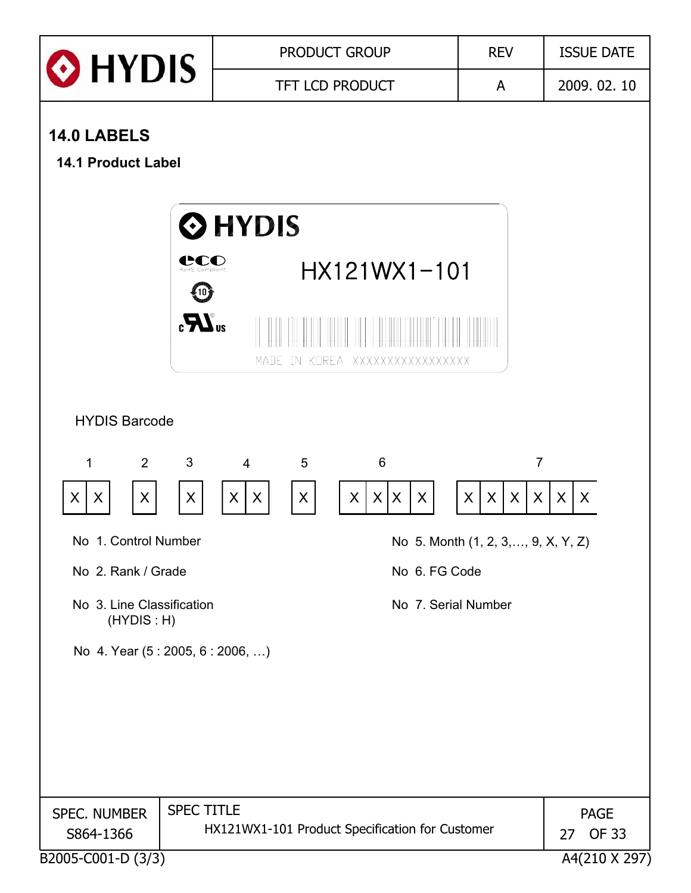## 14.0 LABELS

### 14.1 Product Label

HYDIS

eco RoHS Compliant

HX121WX1-101

MADE IN KOREA XXXXXXXXXXXXXXXXX

HYDIS Barcode

| 1 | 2 | 3 | 4 | 5 | 6 | 7 |
|---|---|---|---|---|---|---|
| X X | X | X | X X | X | X X X X | X X X X X X |

No 1. Control Number

No 2. Rank / Grade

No 3. Line Classification (HYDIS : H)

No 4. Year (5 : 2005, 6 : 2006, …)

No 5. Month (1, 2, 3,…, 9, X, Y, Z)

No 6. FG Code

No 7. Serial Number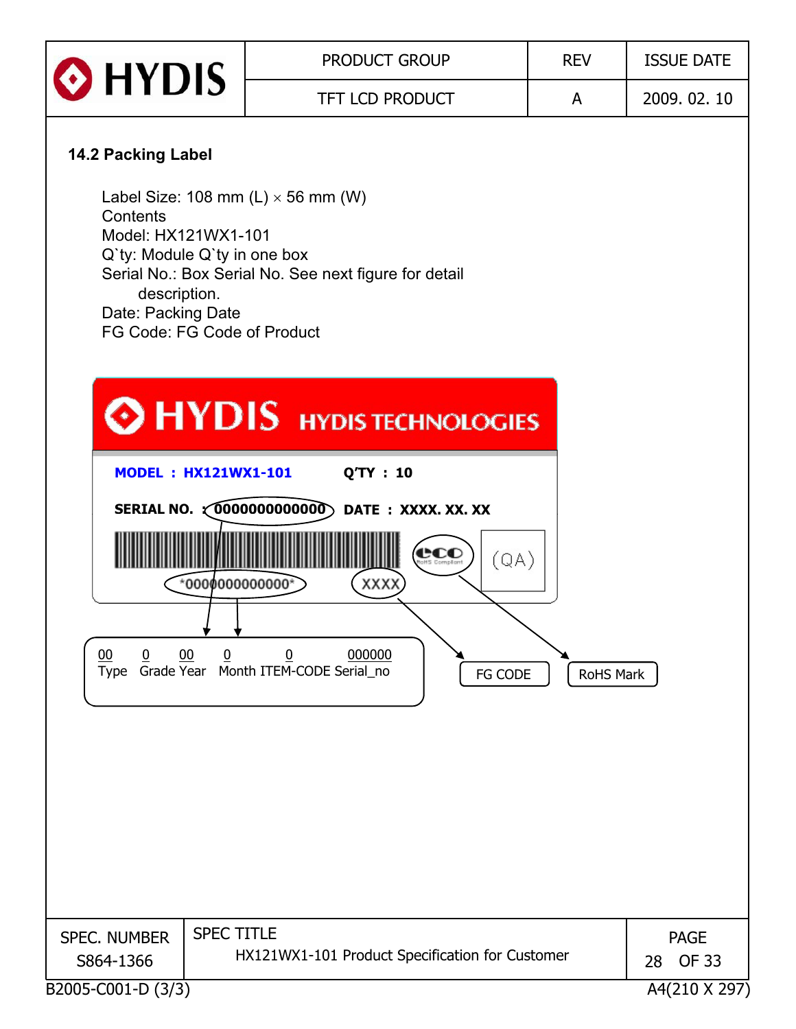## 14.2 Packing Label

Label Size: 108 mm (L) × 56 mm (W)
Contents
Model: HX121WX1-101
Q`ty: Module Q`ty in one box
Serial No.: Box Serial No. See next figure for detail description.
Date: Packing Date
FG Code: FG Code of Product

HYDIS HYDIS TECHNOLOGIES

MODEL : HX121WX1-101 Q'TY : 10

SERIAL NO. : 0000000000000 DATE : XXXX. XX. XX

*0000000000000* XXXX (QA)

| 00 | 0 | 00 | 0 | 0 | 000000 |
|---|---|---|---|---|---|
| Type | Grade | Year | Month | ITEM-CODE | Serial_no |

FG CODE

RoHS Mark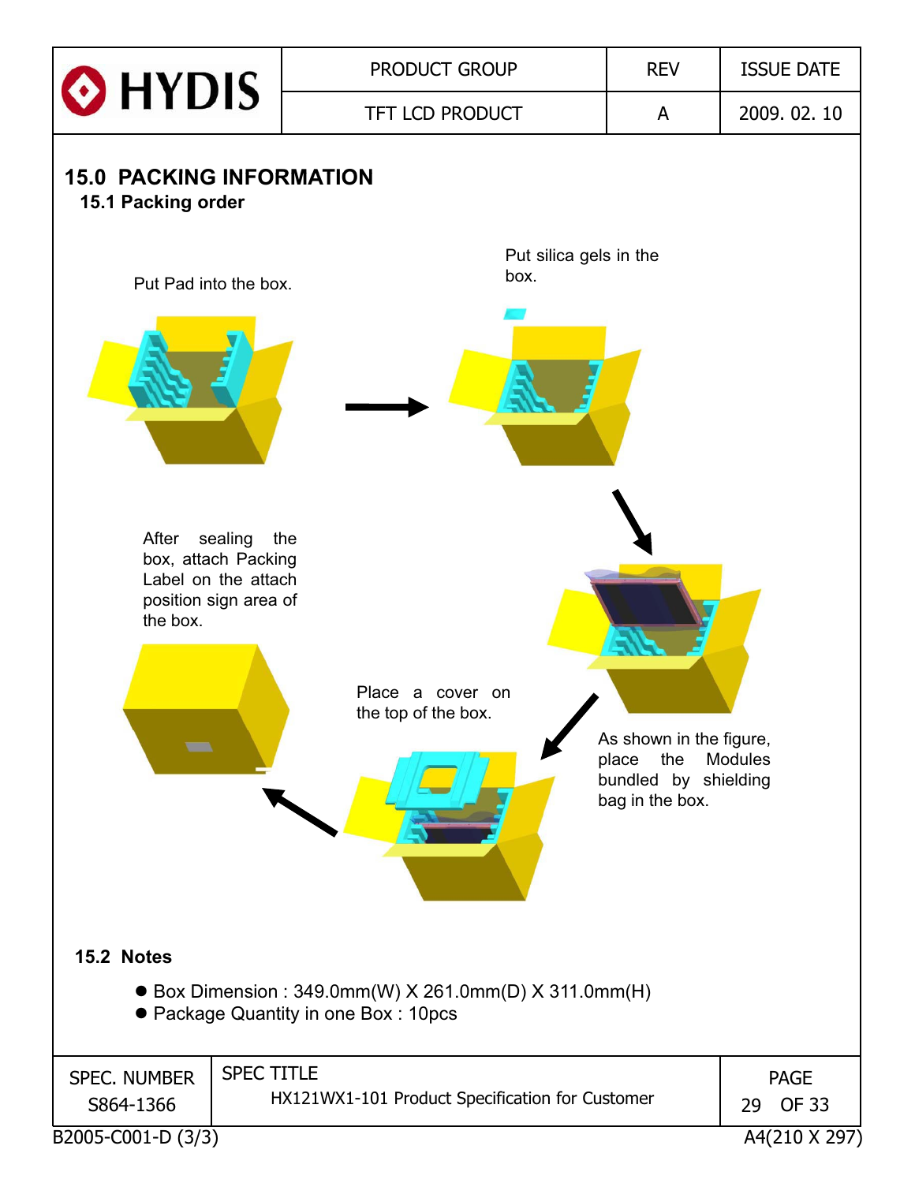## 15.0 PACKING INFORMATION

### 15.1 Packing order

Put Pad into the box.

Put silica gels in the box.

As shown in the figure, place the Modules bundled by shielding bag in the box.

Place a cover on the top of the box.

After sealing the box, attach Packing Label on the attach position sign area of the box.

### 15.2 Notes

- Box Dimension : 349.0mm(W) X 261.0mm(D) X 311.0mm(H)
- Package Quantity in one Box : 10pcs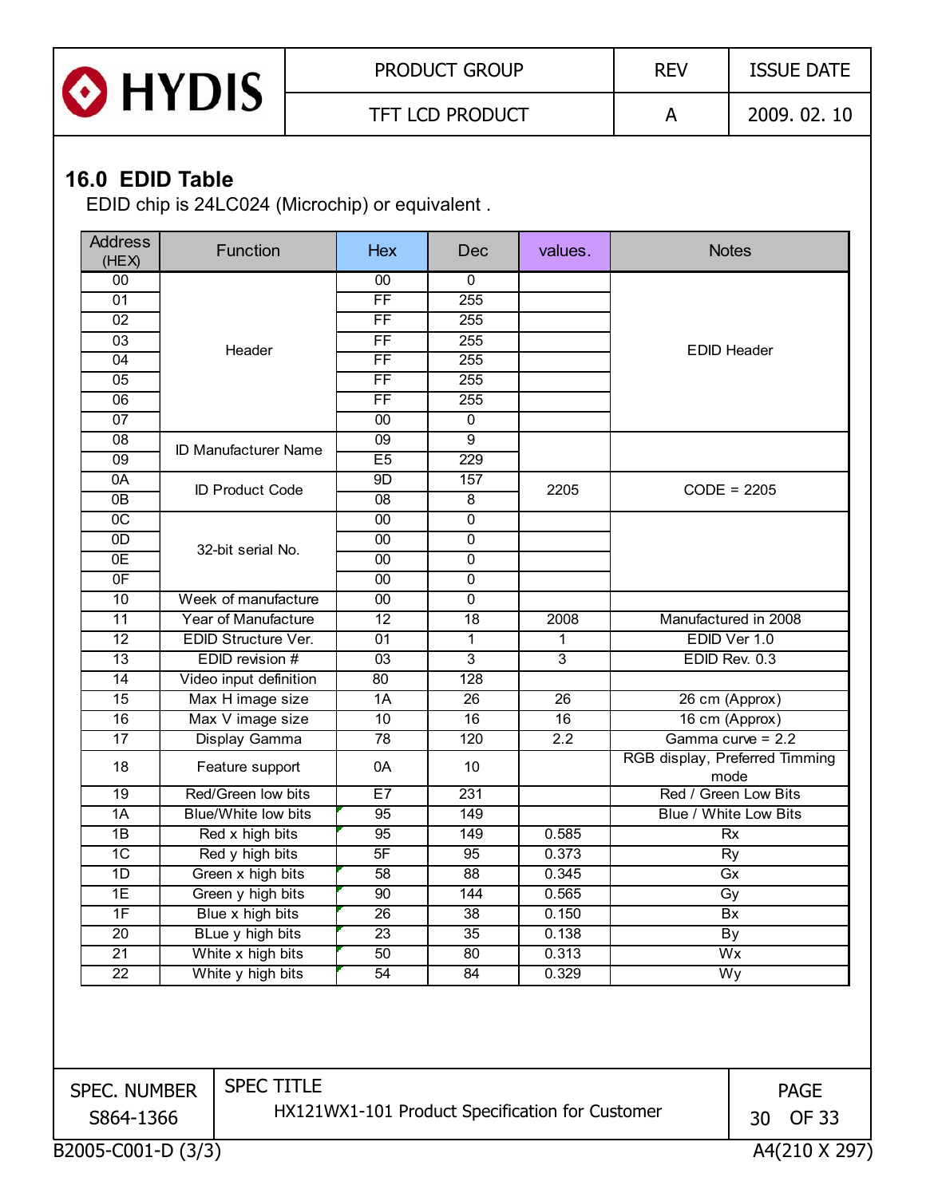## 16.0 EDID Table

EDID chip is 24LC024 (Microchip) or equivalent .

| Address (HEX) | Function | Hex | Dec | values. | Notes |
|---|---|---|---|---|---|
| 00 | Header | 00 | 0 | | EDID Header |
| 01 | | FF | 255 | | |
| 02 | | FF | 255 | | |
| 03 | | FF | 255 | | |
| 04 | | FF | 255 | | |
| 05 | | FF | 255 | | |
| 06 | | FF | 255 | | |
| 07 | | 00 | 0 | | |
| 08 | ID Manufacturer Name | 09 | 9 | | |
| 09 | | E5 | 229 | | |
| 0A | ID Product Code | 9D | 157 | 2205 | CODE = 2205 |
| 0B | | 08 | 8 | | |
| 0C | 32-bit serial No. | 00 | 0 | | |
| 0D | | 00 | 0 | | |
| 0E | | 00 | 0 | | |
| 0F | | 00 | 0 | | |
| 10 | Week of manufacture | 00 | 0 | | |
| 11 | Year of Manufacture | 12 | 18 | 2008 | Manufactured in 2008 |
| 12 | EDID Structure Ver. | 01 | 1 | 1 | EDID Ver 1.0 |
| 13 | EDID revision # | 03 | 3 | 3 | EDID Rev. 0.3 |
| 14 | Video input definition | 80 | 128 | | |
| 15 | Max H image size | 1A | 26 | 26 | 26 cm (Approx) |
| 16 | Max V image size | 10 | 16 | 16 | 16 cm (Approx) |
| 17 | Display Gamma | 78 | 120 | 2.2 | Gamma curve = 2.2 |
| 18 | Feature support | 0A | 10 | | RGB display, Preferred Timming mode |
| 19 | Red/Green low bits | E7 | 231 | | Red / Green Low Bits |
| 1A | Blue/White low bits | 95 | 149 | | Blue / White Low Bits |
| 1B | Red x high bits | 95 | 149 | 0.585 | Rx |
| 1C | Red y high bits | 5F | 95 | 0.373 | Ry |
| 1D | Green x high bits | 58 | 88 | 0.345 | Gx |
| 1E | Green y high bits | 90 | 144 | 0.565 | Gy |
| 1F | Blue x high bits | 26 | 38 | 0.150 | Bx |
| 20 | BLue y high bits | 23 | 35 | 0.138 | By |
| 21 | White x high bits | 50 | 80 | 0.313 | Wx |
| 22 | White y high bits | 54 | 84 | 0.329 | Wy |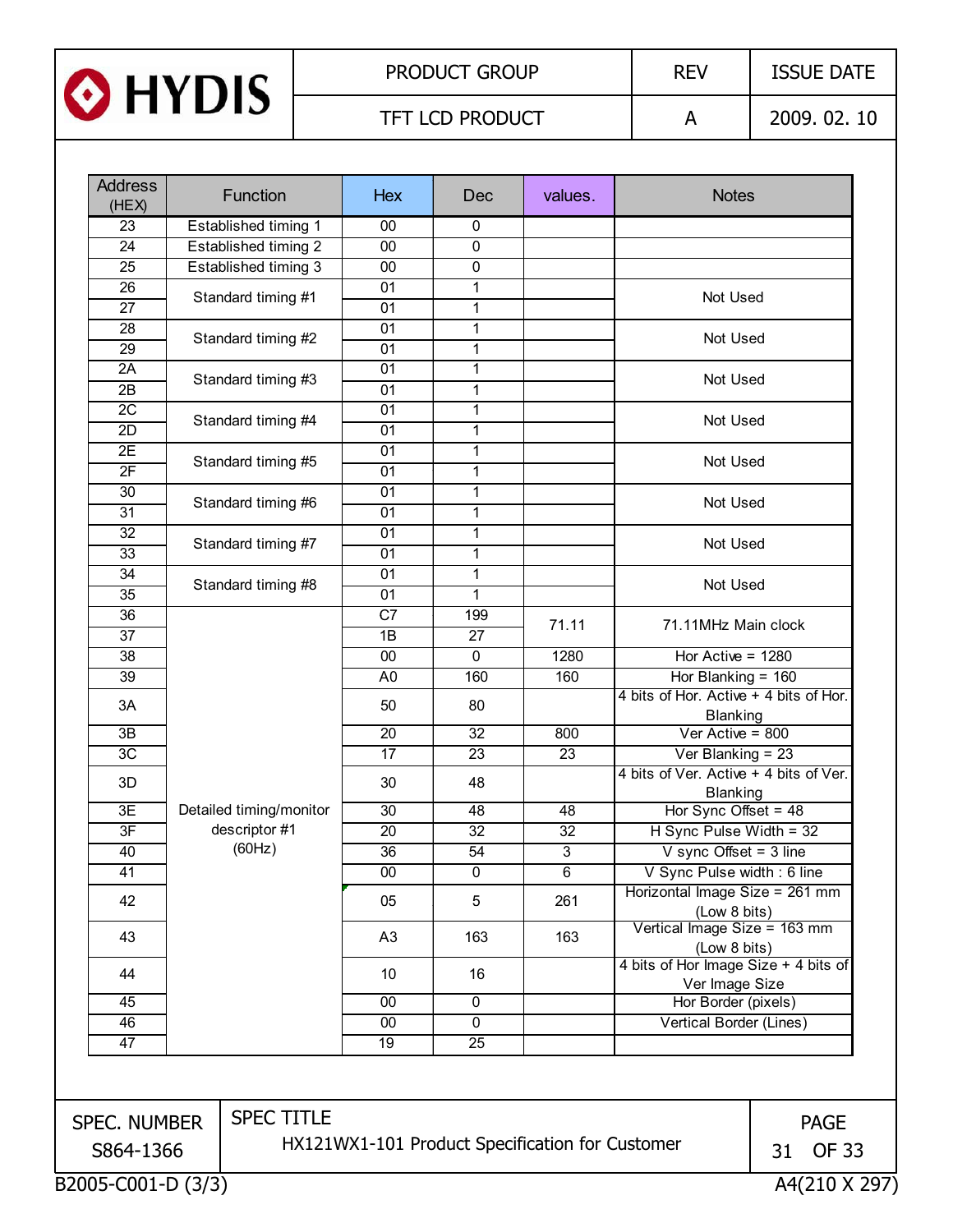| Address (HEX) | Function | Hex | Dec | values. | Notes |
|---|---|---|---|---|---|
| 23 | Established timing 1 | 00 | 0 | | |
| 24 | Established timing 2 | 00 | 0 | | |
| 25 | Established timing 3 | 00 | 0 | | |
| 26 | Standard timing #1 | 01 | 1 | | Not Used |
| 27 | | 01 | 1 | | |
| 28 | Standard timing #2 | 01 | 1 | | Not Used |
| 29 | | 01 | 1 | | |
| 2A | Standard timing #3 | 01 | 1 | | Not Used |
| 2B | | 01 | 1 | | |
| 2C | Standard timing #4 | 01 | 1 | | Not Used |
| 2D | | 01 | 1 | | |
| 2E | Standard timing #5 | 01 | 1 | | Not Used |
| 2F | | 01 | 1 | | |
| 30 | Standard timing #6 | 01 | 1 | | Not Used |
| 31 | | 01 | 1 | | |
| 32 | Standard timing #7 | 01 | 1 | | Not Used |
| 33 | | 01 | 1 | | |
| 34 | Standard timing #8 | 01 | 1 | | Not Used |
| 35 | | 01 | 1 | | |
| 36 | Detailed timing/monitor descriptor #1 (60Hz) | C7 | 199 | 71.11 | 71.11MHz Main clock |
| 37 | | 1B | 27 | | |
| 38 | | 00 | 0 | 1280 | Hor Active = 1280 |
| 39 | | A0 | 160 | 160 | Hor Blanking = 160 |
| 3A | | 50 | 80 | | 4 bits of Hor. Active + 4 bits of Hor. Blanking |
| 3B | | 20 | 32 | 800 | Ver Active = 800 |
| 3C | | 17 | 23 | 23 | Ver Blanking = 23 |
| 3D | | 30 | 48 | | 4 bits of Ver. Active + 4 bits of Ver. Blanking |
| 3E | | 30 | 48 | 48 | Hor Sync Offset = 48 |
| 3F | | 20 | 32 | 32 | H Sync Pulse Width = 32 |
| 40 | | 36 | 54 | 3 | V sync Offset = 3 line |
| 41 | | 00 | 0 | 6 | V Sync Pulse width : 6 line |
| 42 | | 05 | 5 | 261 | Horizontal Image Size = 261 mm (Low 8 bits) |
| 43 | | A3 | 163 | 163 | Vertical Image Size = 163 mm (Low 8 bits) |
| 44 | | 10 | 16 | | 4 bits of Hor Image Size + 4 bits of Ver Image Size |
| 45 | | 00 | 0 | | Hor Border (pixels) |
| 46 | | 00 | 0 | | Vertical Border (Lines) |
| 47 | | 19 | 25 | | |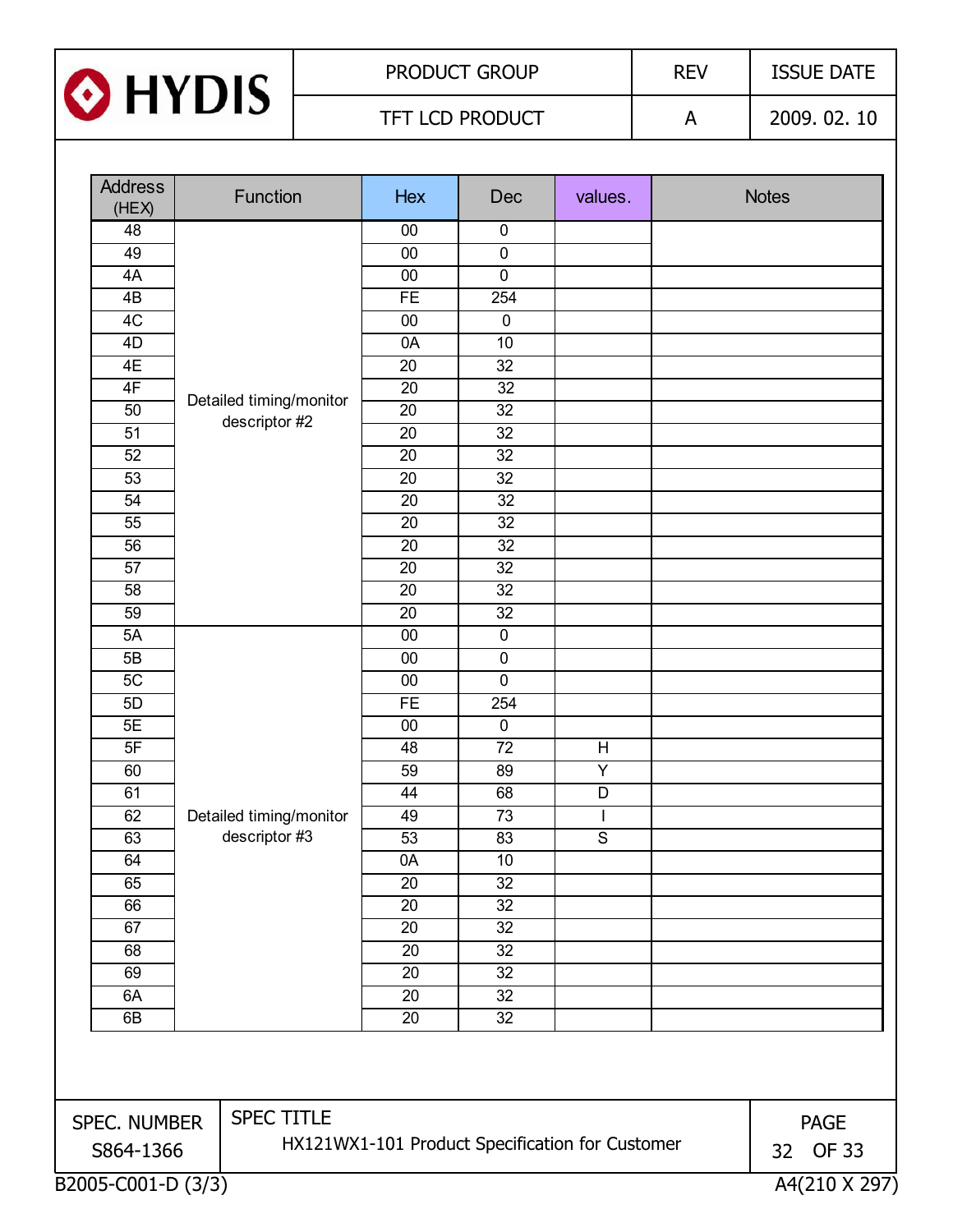| Address (HEX) | Function | Hex | Dec | values. | Notes |
|---|---|---|---|---|---|
| 48 | Detailed timing/monitor descriptor #2 | 00 | 0 | | |
| 49 | | 00 | 0 | | |
| 4A | | 00 | 0 | | |
| 4B | | FE | 254 | | |
| 4C | | 00 | 0 | | |
| 4D | | 0A | 10 | | |
| 4E | | 20 | 32 | | |
| 4F | | 20 | 32 | | |
| 50 | | 20 | 32 | | |
| 51 | | 20 | 32 | | |
| 52 | | 20 | 32 | | |
| 53 | | 20 | 32 | | |
| 54 | | 20 | 32 | | |
| 55 | | 20 | 32 | | |
| 56 | | 20 | 32 | | |
| 57 | | 20 | 32 | | |
| 58 | | 20 | 32 | | |
| 59 | | 20 | 32 | | |
| 5A | Detailed timing/monitor descriptor #3 | 00 | 0 | | |
| 5B | | 00 | 0 | | |
| 5C | | 00 | 0 | | |
| 5D | | FE | 254 | | |
| 5E | | 00 | 0 | | |
| 5F | | 48 | 72 | H | |
| 60 | | 59 | 89 | Y | |
| 61 | | 44 | 68 | D | |
| 62 | | 49 | 73 | I | |
| 63 | | 53 | 83 | S | |
| 64 | | 0A | 10 | | |
| 65 | | 20 | 32 | | |
| 66 | | 20 | 32 | | |
| 67 | | 20 | 32 | | |
| 68 | | 20 | 32 | | |
| 69 | | 20 | 32 | | |
| 6A | | 20 | 32 | | |
| 6B | | 20 | 32 | | |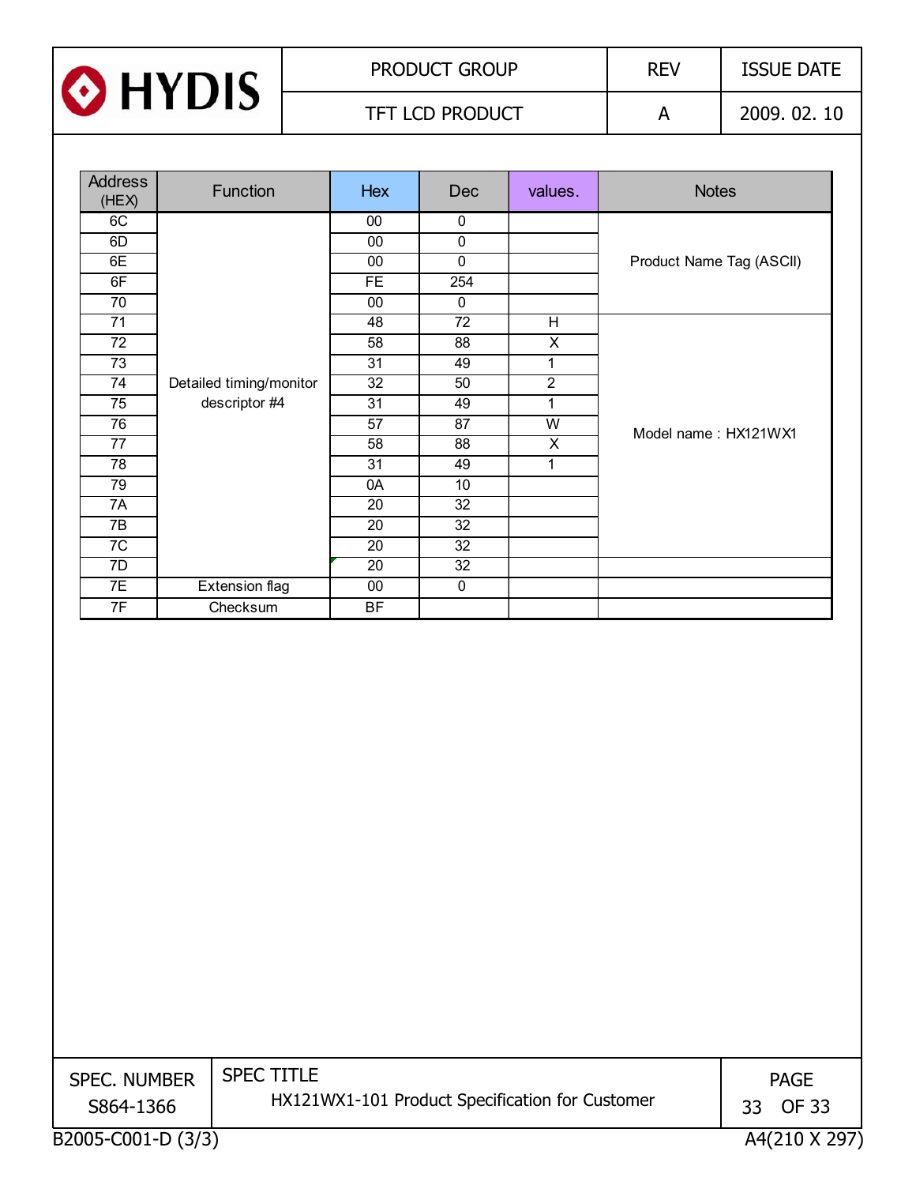| Address (HEX) | Function | Hex | Dec | values. | Notes |
|---|---|---|---|---|---|
| 6C | Detailed timing/monitor descriptor #4 | 00 | 0 | | Product Name Tag (ASCII) |
| 6D | | 00 | 0 | | |
| 6E | | 00 | 0 | | |
| 6F | | FE | 254 | | |
| 70 | | 00 | 0 | | |
| 71 | | 48 | 72 | H | Model name : HX121WX1 |
| 72 | | 58 | 88 | X | |
| 73 | | 31 | 49 | 1 | |
| 74 | | 32 | 50 | 2 | |
| 75 | | 31 | 49 | 1 | |
| 76 | | 57 | 87 | W | |
| 77 | | 58 | 88 | X | |
| 78 | | 31 | 49 | 1 | |
| 79 | | 0A | 10 | | |
| 7A | | 20 | 32 | | |
| 7B | | 20 | 32 | | |
| 7C | | 20 | 32 | | |
| 7D | | 20 | 32 | | |
| 7E | Extension flag | 00 | 0 | | |
| 7F | Checksum | BF | | | |